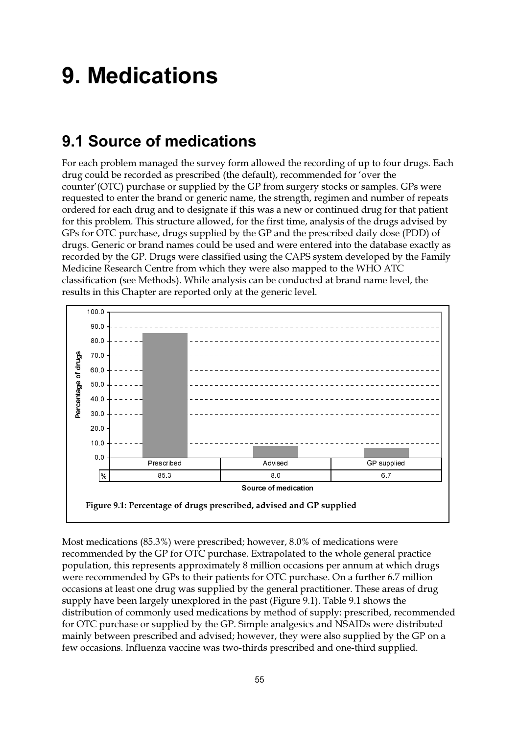# 9. Medications

## 9.1 Source of medications

For each problem managed the survey form allowed the recording of up to four drugs. Each drug could be recorded as prescribed (the default), recommended for 'over the counter'(OTC) purchase or supplied by the GP from surgery stocks or samples. GPs were requested to enter the brand or generic name, the strength, regimen and number of repeats ordered for each drug and to designate if this was a new or continued drug for that patient for this problem. This structure allowed, for the first time, analysis of the drugs advised by GPs for OTC purchase, drugs supplied by the GP and the prescribed daily dose (PDD) of drugs. Generic or brand names could be used and were entered into the database exactly as recorded by the GP. Drugs were classified using the CAPS system developed by the Family Medicine Research Centre from which they were also mapped to the WHO ATC classification (see Methods). While analysis can be conducted at brand name level, the results in this Chapter are reported only at the generic level.

| | Prescribed | Advised | GP supplied |
|---|---|---|---|
| % | 85.3 | 8.0 | 6.7 |

**Figure 9.1: Percentage of drugs prescribed, advised and GP supplied**

Most medications (85.3%) were prescribed; however, 8.0% of medications were recommended by the GP for OTC purchase. Extrapolated to the whole general practice population, this represents approximately 8 million occasions per annum at which drugs were recommended by GPs to their patients for OTC purchase. On a further 6.7 million occasions at least one drug was supplied by the general practitioner. These areas of drug supply have been largely unexplored in the past (Figure 9.1). Table 9.1 shows the distribution of commonly used medications by method of supply: prescribed, recommended for OTC purchase or supplied by the GP. Simple analgesics and NSAIDs were distributed mainly between prescribed and advised; however, they were also supplied by the GP on a few occasions. Influenza vaccine was two-thirds prescribed and one-third supplied.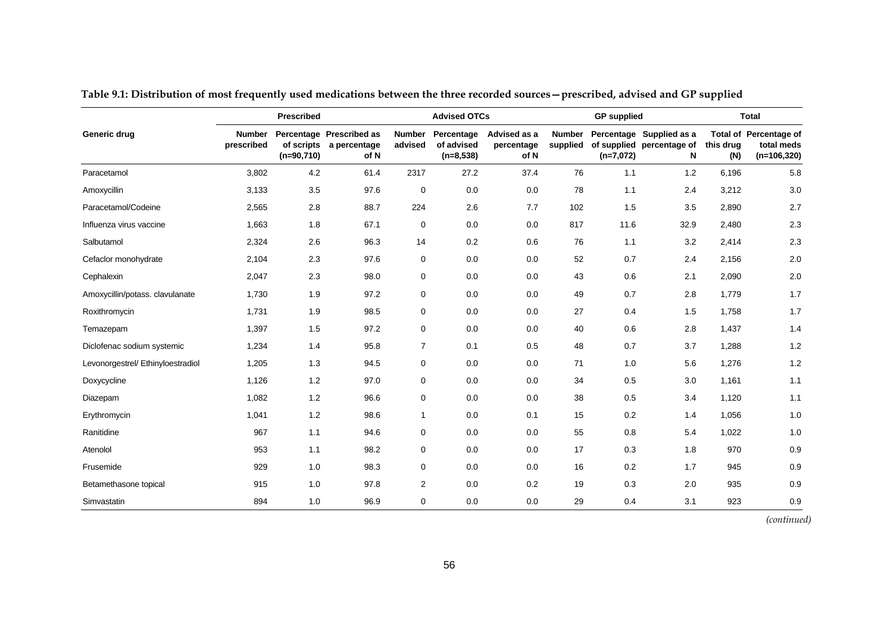**Table 9.1: Distribution of most frequently used medications between the three recorded sources—prescribed, advised and GP supplied**

| | Prescribed | | | Advised OTCs | | | GP supplied | | | Total | |
|---|---|---|---|---|---|---|---|---|---|---|---|
| Generic drug | Number prescribed | Percentage of scripts (n=90,710) | Prescribed as a percentage of N | Number advised | Percentage of advised (n=8,538) | Advised as a percentage of N | Number supplied | Percentage of supplied (n=7,072) | Supplied as a percentage of N | Total of this drug (N) | Percentage of total meds (n=106,320) |
| Paracetamol | 3,802 | 4.2 | 61.4 | 2317 | 27.2 | 37.4 | 76 | 1.1 | 1.2 | 6,196 | 5.8 |
| Amoxycillin | 3,133 | 3.5 | 97.6 | 0 | 0.0 | 0.0 | 78 | 1.1 | 2.4 | 3,212 | 3.0 |
| Paracetamol/Codeine | 2,565 | 2.8 | 88.7 | 224 | 2.6 | 7.7 | 102 | 1.5 | 3.5 | 2,890 | 2.7 |
| Influenza virus vaccine | 1,663 | 1.8 | 67.1 | 0 | 0.0 | 0.0 | 817 | 11.6 | 32.9 | 2,480 | 2.3 |
| Salbutamol | 2,324 | 2.6 | 96.3 | 14 | 0.2 | 0.6 | 76 | 1.1 | 3.2 | 2,414 | 2.3 |
| Cefaclor monohydrate | 2,104 | 2.3 | 97.6 | 0 | 0.0 | 0.0 | 52 | 0.7 | 2.4 | 2,156 | 2.0 |
| Cephalexin | 2,047 | 2.3 | 98.0 | 0 | 0.0 | 0.0 | 43 | 0.6 | 2.1 | 2,090 | 2.0 |
| Amoxycillin/potass. clavulanate | 1,730 | 1.9 | 97.2 | 0 | 0.0 | 0.0 | 49 | 0.7 | 2.8 | 1,779 | 1.7 |
| Roxithromycin | 1,731 | 1.9 | 98.5 | 0 | 0.0 | 0.0 | 27 | 0.4 | 1.5 | 1,758 | 1.7 |
| Temazepam | 1,397 | 1.5 | 97.2 | 0 | 0.0 | 0.0 | 40 | 0.6 | 2.8 | 1,437 | 1.4 |
| Diclofenac sodium systemic | 1,234 | 1.4 | 95.8 | 7 | 0.1 | 0.5 | 48 | 0.7 | 3.7 | 1,288 | 1.2 |
| Levonorgestrel/ Ethinyloestradiol | 1,205 | 1.3 | 94.5 | 0 | 0.0 | 0.0 | 71 | 1.0 | 5.6 | 1,276 | 1.2 |
| Doxycycline | 1,126 | 1.2 | 97.0 | 0 | 0.0 | 0.0 | 34 | 0.5 | 3.0 | 1,161 | 1.1 |
| Diazepam | 1,082 | 1.2 | 96.6 | 0 | 0.0 | 0.0 | 38 | 0.5 | 3.4 | 1,120 | 1.1 |
| Erythromycin | 1,041 | 1.2 | 98.6 | 1 | 0.0 | 0.1 | 15 | 0.2 | 1.4 | 1,056 | 1.0 |
| Ranitidine | 967 | 1.1 | 94.6 | 0 | 0.0 | 0.0 | 55 | 0.8 | 5.4 | 1,022 | 1.0 |
| Atenolol | 953 | 1.1 | 98.2 | 0 | 0.0 | 0.0 | 17 | 0.3 | 1.8 | 970 | 0.9 |
| Frusemide | 929 | 1.0 | 98.3 | 0 | 0.0 | 0.0 | 16 | 0.2 | 1.7 | 945 | 0.9 |
| Betamethasone topical | 915 | 1.0 | 97.8 | 2 | 0.0 | 0.2 | 19 | 0.3 | 2.0 | 935 | 0.9 |
| Simvastatin | 894 | 1.0 | 96.9 | 0 | 0.0 | 0.0 | 29 | 0.4 | 3.1 | 923 | 0.9 |

*(continued)*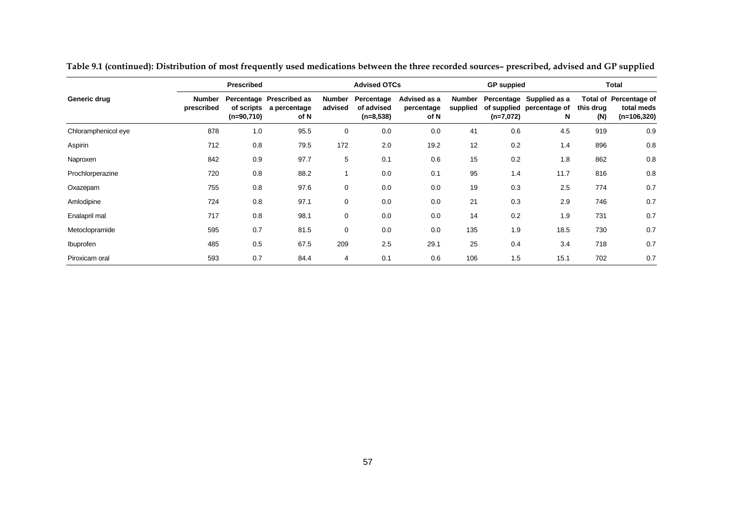**Table 9.1 (continued): Distribution of most frequently used medications between the three recorded sources– prescribed, advised and GP supplied**

| | Prescribed | | | Advised OTCs | | | GP suppied | | | Total | |
|---|---|---|---|---|---|---|---|---|---|---|---|
| **Generic drug** | **Number prescribed** | **Percentage of scripts (n=90,710)** | **Prescribed as a percentage of N** | **Number advised** | **Percentage of advised (n=8,538)** | **Advised as a percentage of N** | **Number supplied** | **Percentage of supplied (n=7,072)** | **Supplied as a percentage of N** | **Total of this drug (N)** | **Percentage of total meds (n=106,320)** |
| Chloramphenicol eye | 878 | 1.0 | 95.5 | 0 | 0.0 | 0.0 | 41 | 0.6 | 4.5 | 919 | 0.9 |
| Aspirin | 712 | 0.8 | 79.5 | 172 | 2.0 | 19.2 | 12 | 0.2 | 1.4 | 896 | 0.8 |
| Naproxen | 842 | 0.9 | 97.7 | 5 | 0.1 | 0.6 | 15 | 0.2 | 1.8 | 862 | 0.8 |
| Prochlorperazine | 720 | 0.8 | 88.2 | 1 | 0.0 | 0.1 | 95 | 1.4 | 11.7 | 816 | 0.8 |
| Oxazepam | 755 | 0.8 | 97.6 | 0 | 0.0 | 0.0 | 19 | 0.3 | 2.5 | 774 | 0.7 |
| Amlodipine | 724 | 0.8 | 97.1 | 0 | 0.0 | 0.0 | 21 | 0.3 | 2.9 | 746 | 0.7 |
| Enalapril mal | 717 | 0.8 | 98.1 | 0 | 0.0 | 0.0 | 14 | 0.2 | 1.9 | 731 | 0.7 |
| Metoclopramide | 595 | 0.7 | 81.5 | 0 | 0.0 | 0.0 | 135 | 1.9 | 18.5 | 730 | 0.7 |
| Ibuprofen | 485 | 0.5 | 67.5 | 209 | 2.5 | 29.1 | 25 | 0.4 | 3.4 | 718 | 0.7 |
| Piroxicam oral | 593 | 0.7 | 84.4 | 4 | 0.1 | 0.6 | 106 | 1.5 | 15.1 | 702 | 0.7 |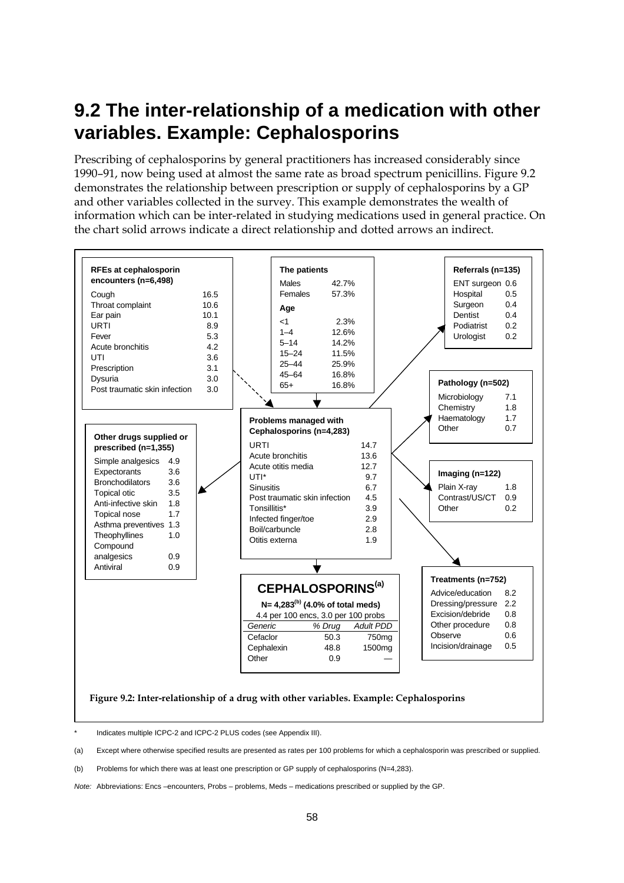## 9.2 The inter-relationship of a medication with other variables. Example: Cephalosporins

Prescribing of cephalosporins by general practitioners has increased considerably since 1990–91, now being used at almost the same rate as broad spectrum penicillins. Figure 9.2 demonstrates the relationship between prescription or supply of cephalosporins by a GP and other variables collected in the survey. This example demonstrates the wealth of information which can be inter-related in studying medications used in general practice. On the chart solid arrows indicate a direct relationship and dotted arrows an indirect.

**RFEs at cephalosporin encounters (n=6,498)**

| | |
|---|---|
| Cough | 16.5 |
| Throat complaint | 10.6 |
| Ear pain | 10.1 |
| URTI | 8.9 |
| Fever | 5.3 |
| Acute bronchitis | 4.2 |
| UTI | 3.6 |
| Prescription | 3.1 |
| Dysuria | 3.0 |
| Post traumatic skin infection | 3.0 |

**The patients**

| | |
|---|---|
| Males | 42.7% |
| Females | 57.3% |
| **Age** | |
| <1 | 2.3% |
| 1–4 | 12.6% |
| 5–14 | 14.2% |
| 15–24 | 11.5% |
| 25–44 | 25.9% |
| 45–64 | 16.8% |
| 65+ | 16.8% |

**Referrals (n=135)**

| | |
|---|---|
| ENT surgeon | 0.6 |
| Hospital | 0.5 |
| Surgeon | 0.4 |
| Dentist | 0.4 |
| Podiatrist | 0.2 |
| Urologist | 0.2 |

**Pathology (n=502)**

| | |
|---|---|
| Microbiology | 7.1 |
| Chemistry | 1.8 |
| Haematology | 1.7 |
| Other | 0.7 |

**Problems managed with Cephalosporins (n=4,283)**

| | |
|---|---|
| URTI | 14.7 |
| Acute bronchitis | 13.6 |
| Acute otitis media | 12.7 |
| UTI* | 9.7 |
| Sinusitis | 6.7 |
| Post traumatic skin infection | 4.5 |
| Tonsillitis* | 3.9 |
| Infected finger/toe | 2.9 |
| Boil/carbuncle | 2.8 |
| Otitis externa | 1.9 |

**Other drugs supplied or prescribed (n=1,355)**

| | |
|---|---|
| Simple analgesics | 4.9 |
| Expectorants | 3.6 |
| Bronchodilators | 3.6 |
| Topical otic | 3.5 |
| Anti-infective skin | 1.8 |
| Topical nose | 1.7 |
| Asthma preventives | 1.3 |
| Theophyllines | 1.0 |
| Compound analgesics | 0.9 |
| Antiviral | 0.9 |

**Imaging (n=122)**

| | |
|---|---|
| Plain X-ray | 1.8 |
| Contrast/US/CT | 0.9 |
| Other | 0.2 |

**Treatments (n=752)**

| | |
|---|---|
| Advice/education | 8.2 |
| Dressing/pressure | 2.2 |
| Excision/debride | 0.8 |
| Other procedure | 0.8 |
| Observe | 0.6 |
| Incision/drainage | 0.5 |

**CEPHALOSPORINS[(a)]**

**N= 4,283[(b)] (4.0% of total meds)**

4.4 per 100 encs, 3.0 per 100 probs

| *Generic* | *% Drug* | *Adult PDD* |
|---|---|---|
| Cefaclor | 50.3 | 750mg |
| Cephalexin | 48.8 | 1500mg |
| Other | 0.9 | — |

**Figure 9.2: Inter-relationship of a drug with other variables. Example: Cephalosporins**

\* Indicates multiple ICPC-2 and ICPC-2 PLUS codes (see Appendix III).

(a) Except where otherwise specified results are presented as rates per 100 problems for which a cephalosporin was prescribed or supplied.

(b) Problems for which there was at least one prescription or GP supply of cephalosporins (N=4,283).

*Note:* Abbreviations: Encs –encounters, Probs – problems, Meds – medications prescribed or supplied by the GP.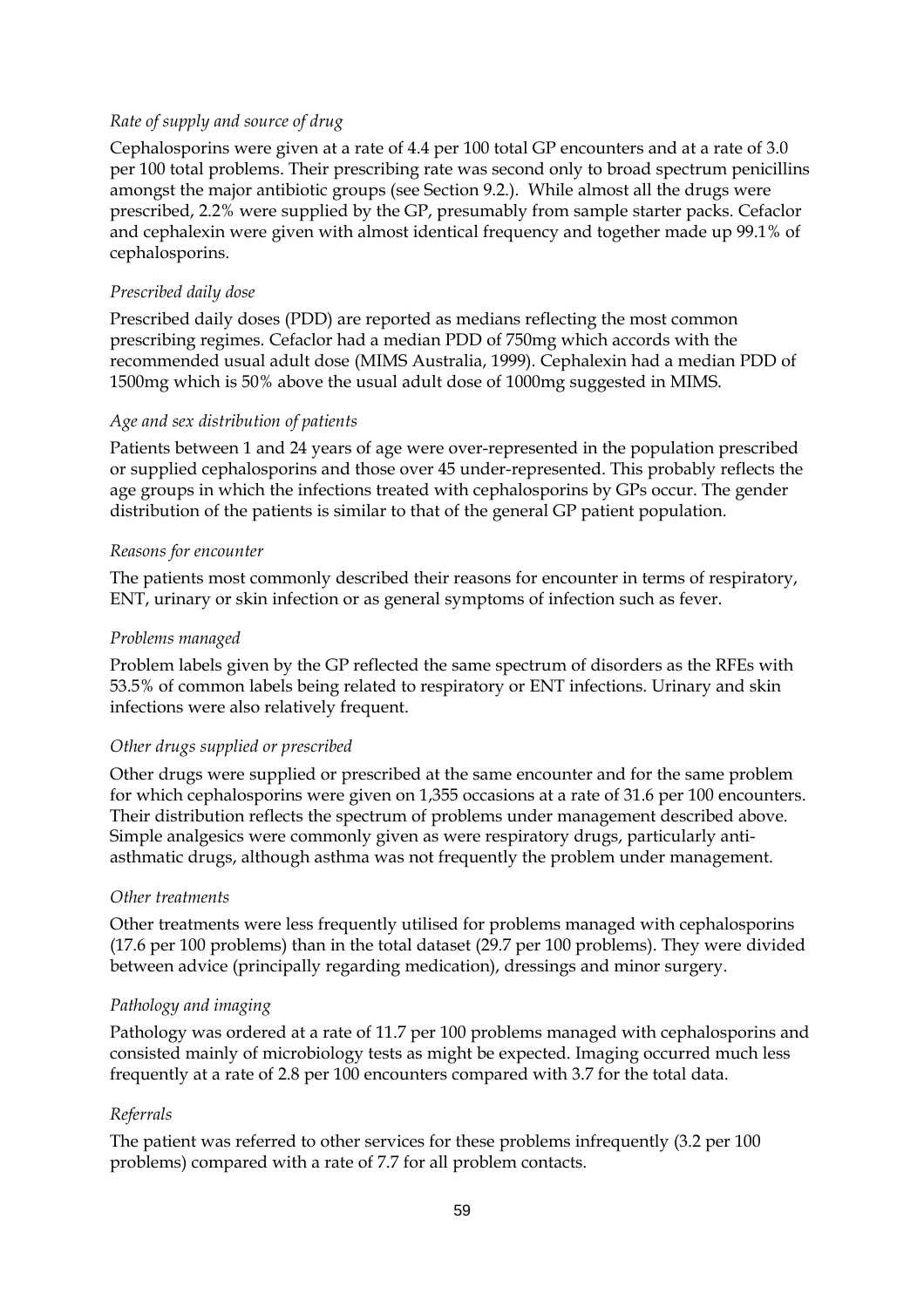*Rate of supply and source of drug*

Cephalosporins were given at a rate of 4.4 per 100 total GP encounters and at a rate of 3.0 per 100 total problems. Their prescribing rate was second only to broad spectrum penicillins amongst the major antibiotic groups (see Section 9.2.). While almost all the drugs were prescribed, 2.2% were supplied by the GP, presumably from sample starter packs. Cefaclor and cephalexin were given with almost identical frequency and together made up 99.1% of cephalosporins.

*Prescribed daily dose*

Prescribed daily doses (PDD) are reported as medians reflecting the most common prescribing regimes. Cefaclor had a median PDD of 750mg which accords with the recommended usual adult dose (MIMS Australia, 1999). Cephalexin had a median PDD of 1500mg which is 50% above the usual adult dose of 1000mg suggested in MIMS.

*Age and sex distribution of patients*

Patients between 1 and 24 years of age were over-represented in the population prescribed or supplied cephalosporins and those over 45 under-represented. This probably reflects the age groups in which the infections treated with cephalosporins by GPs occur. The gender distribution of the patients is similar to that of the general GP patient population.

*Reasons for encounter*

The patients most commonly described their reasons for encounter in terms of respiratory, ENT, urinary or skin infection or as general symptoms of infection such as fever.

*Problems managed*

Problem labels given by the GP reflected the same spectrum of disorders as the RFEs with 53.5% of common labels being related to respiratory or ENT infections. Urinary and skin infections were also relatively frequent.

*Other drugs supplied or prescribed*

Other drugs were supplied or prescribed at the same encounter and for the same problem for which cephalosporins were given on 1,355 occasions at a rate of 31.6 per 100 encounters. Their distribution reflects the spectrum of problems under management described above. Simple analgesics were commonly given as were respiratory drugs, particularly anti-asthmatic drugs, although asthma was not frequently the problem under management.

*Other treatments*

Other treatments were less frequently utilised for problems managed with cephalosporins (17.6 per 100 problems) than in the total dataset (29.7 per 100 problems). They were divided between advice (principally regarding medication), dressings and minor surgery.

*Pathology and imaging*

Pathology was ordered at a rate of 11.7 per 100 problems managed with cephalosporins and consisted mainly of microbiology tests as might be expected. Imaging occurred much less frequently at a rate of 2.8 per 100 encounters compared with 3.7 for the total data.

*Referrals*

The patient was referred to other services for these problems infrequently (3.2 per 100 problems) compared with a rate of 7.7 for all problem contacts.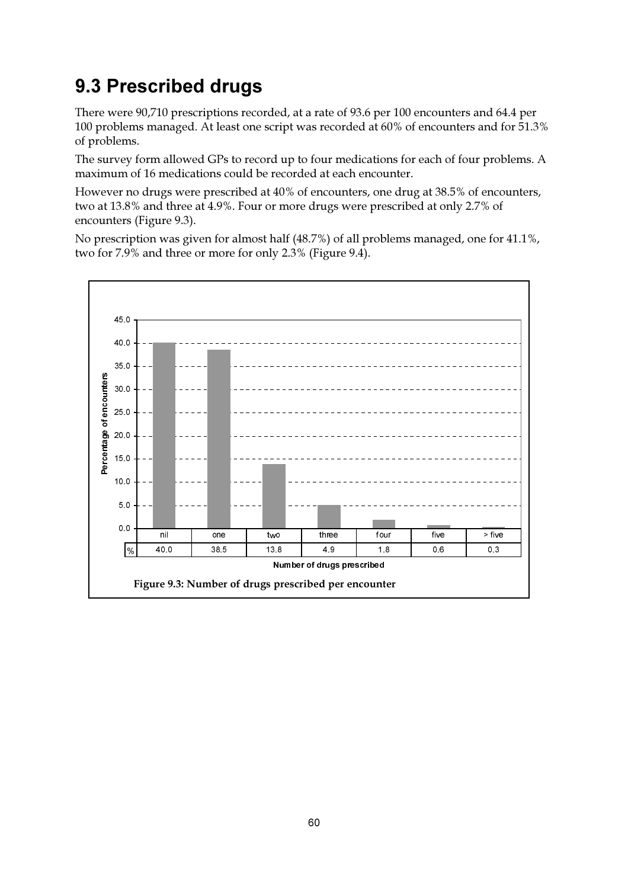## 9.3 Prescribed drugs

There were 90,710 prescriptions recorded, at a rate of 93.6 per 100 encounters and 64.4 per 100 problems managed. At least one script was recorded at 60% of encounters and for 51.3% of problems.

The survey form allowed GPs to record up to four medications for each of four problems. A maximum of 16 medications could be recorded at each encounter.

However no drugs were prescribed at 40% of encounters, one drug at 38.5% of encounters, two at 13.8% and three at 4.9%. Four or more drugs were prescribed at only 2.7% of encounters (Figure 9.3).

No prescription was given for almost half (48.7%) of all problems managed, one for 41.1%, two for 7.9% and three or more for only 2.3% (Figure 9.4).

| Number of drugs prescribed | nil | one | two | three | four | five | > five |
|---|---|---|---|---|---|---|---|
| % | 40.0 | 38.5 | 13.8 | 4.9 | 1.8 | 0.6 | 0.3 |

**Figure 9.3: Number of drugs prescribed per encounter**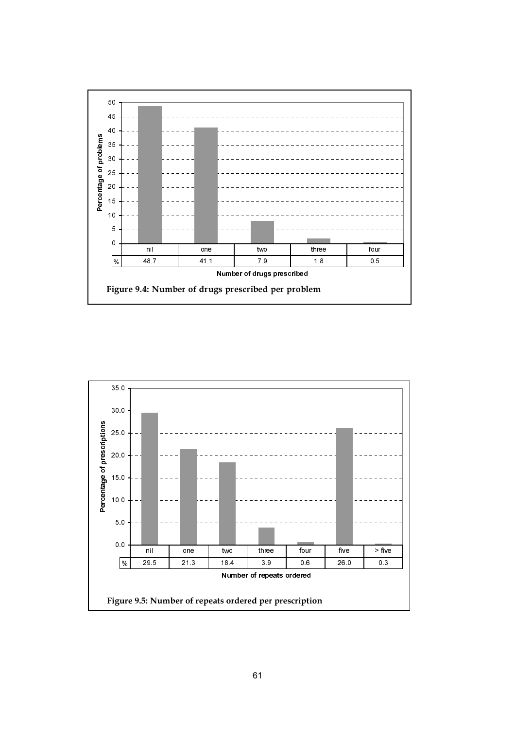| | nil | one | two | three | four |
|---|---|---|---|---|---|
| % | 48.7 | 41.1 | 7.9 | 1.8 | 0.5 |

Number of drugs prescribed

**Figure 9.4: Number of drugs prescribed per problem**

| | nil | one | two | three | four | five | > five |
|---|---|---|---|---|---|---|---|
| % | 29.5 | 21.3 | 18.4 | 3.9 | 0.6 | 26.0 | 0.3 |

Number of repeats ordered

**Figure 9.5: Number of repeats ordered per prescription**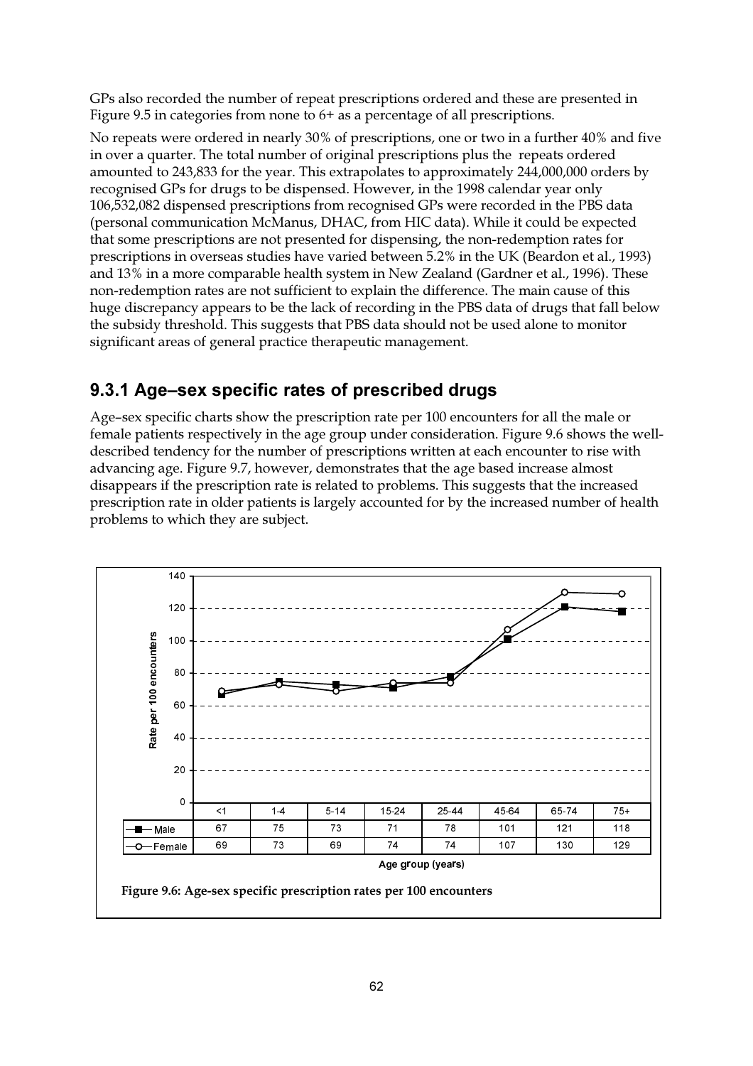GPs also recorded the number of repeat prescriptions ordered and these are presented in Figure 9.5 in categories from none to 6+ as a percentage of all prescriptions.

No repeats were ordered in nearly 30% of prescriptions, one or two in a further 40% and five in over a quarter. The total number of original prescriptions plus the repeats ordered amounted to 243,833 for the year. This extrapolates to approximately 244,000,000 orders by recognised GPs for drugs to be dispensed. However, in the 1998 calendar year only 106,532,082 dispensed prescriptions from recognised GPs were recorded in the PBS data (personal communication McManus, DHAC, from HIC data). While it could be expected that some prescriptions are not presented for dispensing, the non-redemption rates for prescriptions in overseas studies have varied between 5.2% in the UK (Beardon et al., 1993) and 13% in a more comparable health system in New Zealand (Gardner et al., 1996). These non-redemption rates are not sufficient to explain the difference. The main cause of this huge discrepancy appears to be the lack of recording in the PBS data of drugs that fall below the subsidy threshold. This suggests that PBS data should not be used alone to monitor significant areas of general practice therapeutic management.

### 9.3.1 Age–sex specific rates of prescribed drugs

Age–sex specific charts show the prescription rate per 100 encounters for all the male or female patients respectively in the age group under consideration. Figure 9.6 shows the well-described tendency for the number of prescriptions written at each encounter to rise with advancing age. Figure 9.7, however, demonstrates that the age based increase almost disappears if the prescription rate is related to problems. This suggests that the increased prescription rate in older patients is largely accounted for by the increased number of health problems to which they are subject.

| Age group (years) | <1 | 1-4 | 5-14 | 15-24 | 25-44 | 45-64 | 65-74 | 75+ |
|---|---|---|---|---|---|---|---|---|
| Male | 67 | 75 | 73 | 71 | 78 | 101 | 121 | 118 |
| Female | 69 | 73 | 69 | 74 | 74 | 107 | 130 | 129 |

**Figure 9.6: Age-sex specific prescription rates per 100 encounters**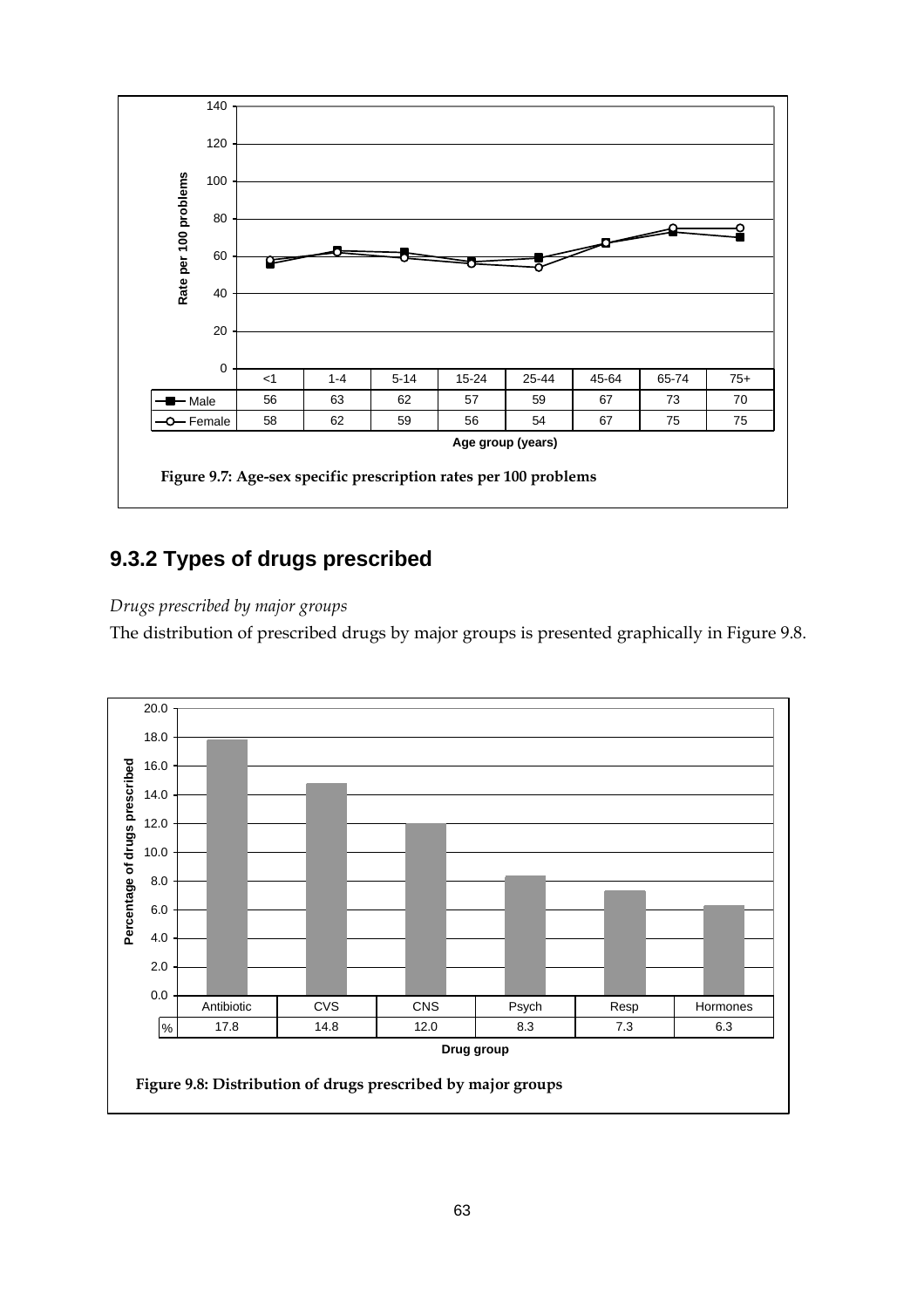| | <1 | 1-4 | 5-14 | 15-24 | 25-44 | 45-64 | 65-74 | 75+ |
|---|---|---|---|---|---|---|---|---|
| Male | 56 | 63 | 62 | 57 | 59 | 67 | 73 | 70 |
| Female | 58 | 62 | 59 | 56 | 54 | 67 | 75 | 75 |

Rate per 100 problems; Age group (years)

**Figure 9.7: Age-sex specific prescription rates per 100 problems**

## 9.3.2 Types of drugs prescribed

*Drugs prescribed by major groups*

The distribution of prescribed drugs by major groups is presented graphically in Figure 9.8.

| | Antibiotic | CVS | CNS | Psych | Resp | Hormones |
|---|---|---|---|---|---|---|
| % | 17.8 | 14.8 | 12.0 | 8.3 | 7.3 | 6.3 |

Percentage of drugs prescribed; Drug group

**Figure 9.8: Distribution of drugs prescribed by major groups**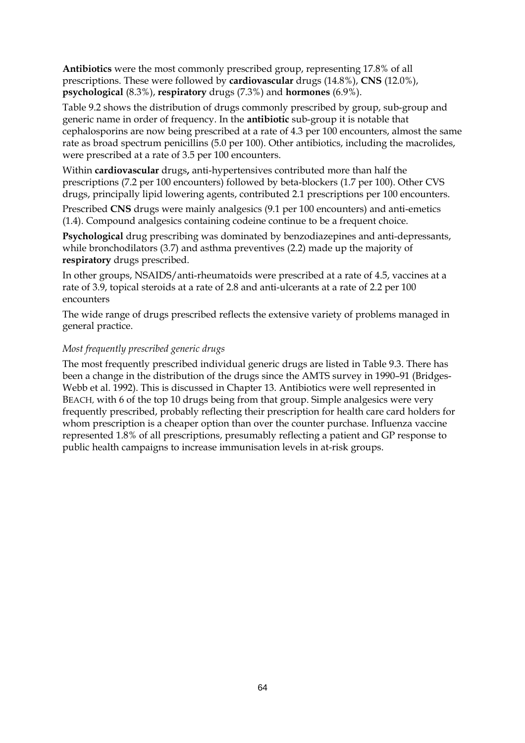**Antibiotics** were the most commonly prescribed group, representing 17.8% of all prescriptions. These were followed by **cardiovascular** drugs (14.8%), **CNS** (12.0%), **psychological** (8.3%), **respiratory** drugs (7.3%) and **hormones** (6.9%).

Table 9.2 shows the distribution of drugs commonly prescribed by group, sub-group and generic name in order of frequency. In the **antibiotic** sub-group it is notable that cephalosporins are now being prescribed at a rate of 4.3 per 100 encounters, almost the same rate as broad spectrum penicillins (5.0 per 100). Other antibiotics, including the macrolides, were prescribed at a rate of 3.5 per 100 encounters.

Within **cardiovascular** drugs**,** anti-hypertensives contributed more than half the prescriptions (7.2 per 100 encounters) followed by beta-blockers (1.7 per 100). Other CVS drugs, principally lipid lowering agents, contributed 2.1 prescriptions per 100 encounters.

Prescribed **CNS** drugs were mainly analgesics (9.1 per 100 encounters) and anti-emetics (1.4). Compound analgesics containing codeine continue to be a frequent choice.

**Psychological** drug prescribing was dominated by benzodiazepines and anti-depressants, while bronchodilators (3.7) and asthma preventives (2.2) made up the majority of **respiratory** drugs prescribed.

In other groups, NSAIDS/anti-rheumatoids were prescribed at a rate of 4.5, vaccines at a rate of 3.9, topical steroids at a rate of 2.8 and anti-ulcerants at a rate of 2.2 per 100 encounters

The wide range of drugs prescribed reflects the extensive variety of problems managed in general practice.

*Most frequently prescribed generic drugs*

The most frequently prescribed individual generic drugs are listed in Table 9.3. There has been a change in the distribution of the drugs since the AMTS survey in 1990–91 (Bridges-Webb et al. 1992). This is discussed in Chapter 13. Antibiotics were well represented in BEACH, with 6 of the top 10 drugs being from that group. Simple analgesics were very frequently prescribed, probably reflecting their prescription for health care card holders for whom prescription is a cheaper option than over the counter purchase. Influenza vaccine represented 1.8% of all prescriptions, presumably reflecting a patient and GP response to public health campaigns to increase immunisation levels in at-risk groups.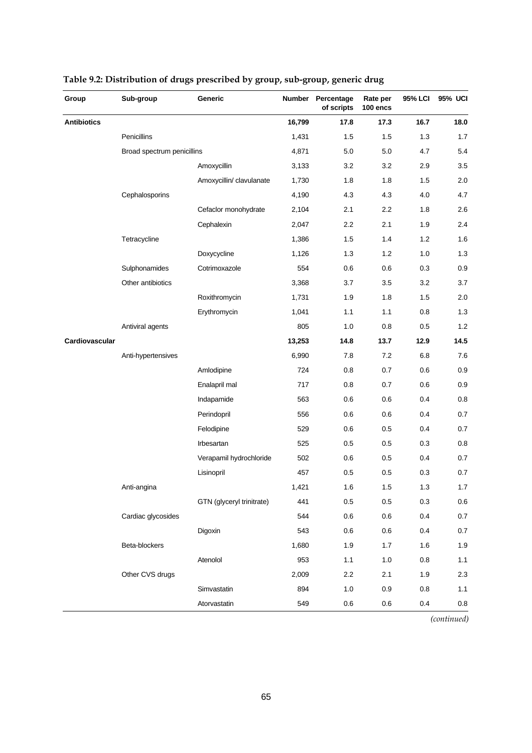**Table 9.2: Distribution of drugs prescribed by group, sub-group, generic drug**

| Group | Sub-group | Generic | Number | Percentage of scripts | Rate per 100 encs | 95% LCI | 95% UCI |
|---|---|---|---|---|---|---|---|
| **Antibiotics** | | | **16,799** | **17.8** | **17.3** | **16.7** | **18.0** |
| | Penicillins | | 1,431 | 1.5 | 1.5 | 1.3 | 1.7 |
| | Broad spectrum penicillins | | 4,871 | 5.0 | 5.0 | 4.7 | 5.4 |
| | | Amoxycillin | 3,133 | 3.2 | 3.2 | 2.9 | 3.5 |
| | | Amoxycillin/ clavulanate | 1,730 | 1.8 | 1.8 | 1.5 | 2.0 |
| | Cephalosporins | | 4,190 | 4.3 | 4.3 | 4.0 | 4.7 |
| | | Cefaclor monohydrate | 2,104 | 2.1 | 2.2 | 1.8 | 2.6 |
| | | Cephalexin | 2,047 | 2.2 | 2.1 | 1.9 | 2.4 |
| | Tetracycline | | 1,386 | 1.5 | 1.4 | 1.2 | 1.6 |
| | | Doxycycline | 1,126 | 1.3 | 1.2 | 1.0 | 1.3 |
| | Sulphonamides | Cotrimoxazole | 554 | 0.6 | 0.6 | 0.3 | 0.9 |
| | Other antibiotics | | 3,368 | 3.7 | 3.5 | 3.2 | 3.7 |
| | | Roxithromycin | 1,731 | 1.9 | 1.8 | 1.5 | 2.0 |
| | | Erythromycin | 1,041 | 1.1 | 1.1 | 0.8 | 1.3 |
| | Antiviral agents | | 805 | 1.0 | 0.8 | 0.5 | 1.2 |
| **Cardiovascular** | | | **13,253** | **14.8** | **13.7** | **12.9** | **14.5** |
| | Anti-hypertensives | | 6,990 | 7.8 | 7.2 | 6.8 | 7.6 |
| | | Amlodipine | 724 | 0.8 | 0.7 | 0.6 | 0.9 |
| | | Enalapril mal | 717 | 0.8 | 0.7 | 0.6 | 0.9 |
| | | Indapamide | 563 | 0.6 | 0.6 | 0.4 | 0.8 |
| | | Perindopril | 556 | 0.6 | 0.6 | 0.4 | 0.7 |
| | | Felodipine | 529 | 0.6 | 0.5 | 0.4 | 0.7 |
| | | Irbesartan | 525 | 0.5 | 0.5 | 0.3 | 0.8 |
| | | Verapamil hydrochloride | 502 | 0.6 | 0.5 | 0.4 | 0.7 |
| | | Lisinopril | 457 | 0.5 | 0.5 | 0.3 | 0.7 |
| | Anti-angina | | 1,421 | 1.6 | 1.5 | 1.3 | 1.7 |
| | | GTN (glyceryl trinitrate) | 441 | 0.5 | 0.5 | 0.3 | 0.6 |
| | Cardiac glycosides | | 544 | 0.6 | 0.6 | 0.4 | 0.7 |
| | | Digoxin | 543 | 0.6 | 0.6 | 0.4 | 0.7 |
| | Beta-blockers | | 1,680 | 1.9 | 1.7 | 1.6 | 1.9 |
| | | Atenolol | 953 | 1.1 | 1.0 | 0.8 | 1.1 |
| | Other CVS drugs | | 2,009 | 2.2 | 2.1 | 1.9 | 2.3 |
| | | Simvastatin | 894 | 1.0 | 0.9 | 0.8 | 1.1 |
| | | Atorvastatin | 549 | 0.6 | 0.6 | 0.4 | 0.8 |

*(continued)*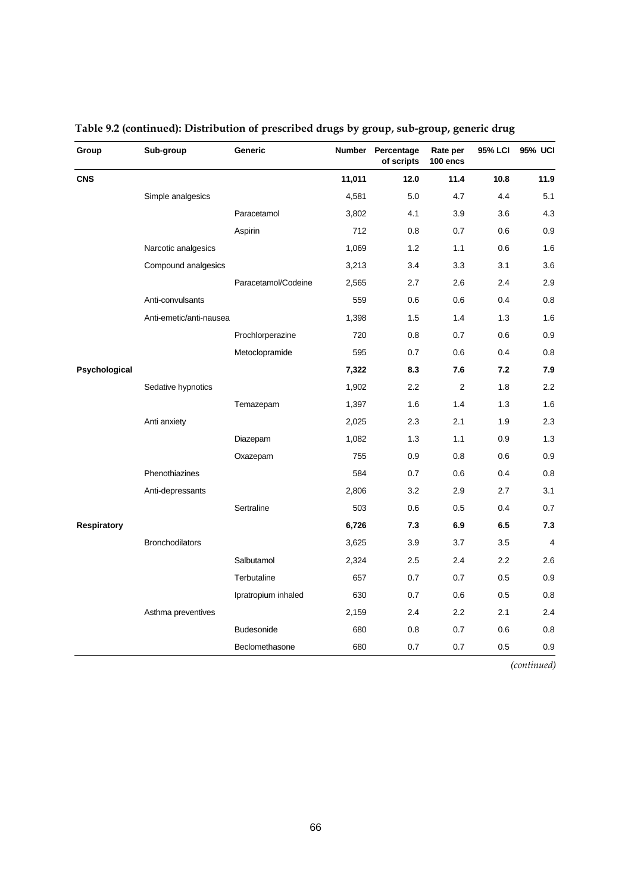**Table 9.2 (continued): Distribution of prescribed drugs by group, sub-group, generic drug**

| Group | Sub-group | Generic | Number | Percentage of scripts | Rate per 100 encs | 95% LCI | 95% UCI |
|---|---|---|---|---|---|---|---|
| **CNS** | | | **11,011** | **12.0** | **11.4** | **10.8** | **11.9** |
| | Simple analgesics | | 4,581 | 5.0 | 4.7 | 4.4 | 5.1 |
| | | Paracetamol | 3,802 | 4.1 | 3.9 | 3.6 | 4.3 |
| | | Aspirin | 712 | 0.8 | 0.7 | 0.6 | 0.9 |
| | Narcotic analgesics | | 1,069 | 1.2 | 1.1 | 0.6 | 1.6 |
| | Compound analgesics | | 3,213 | 3.4 | 3.3 | 3.1 | 3.6 |
| | | Paracetamol/Codeine | 2,565 | 2.7 | 2.6 | 2.4 | 2.9 |
| | Anti-convulsants | | 559 | 0.6 | 0.6 | 0.4 | 0.8 |
| | Anti-emetic/anti-nausea | | 1,398 | 1.5 | 1.4 | 1.3 | 1.6 |
| | | Prochlorperazine | 720 | 0.8 | 0.7 | 0.6 | 0.9 |
| | | Metoclopramide | 595 | 0.7 | 0.6 | 0.4 | 0.8 |
| **Psychological** | | | **7,322** | **8.3** | **7.6** | **7.2** | **7.9** |
| | Sedative hypnotics | | 1,902 | 2.2 | 2 | 1.8 | 2.2 |
| | | Temazepam | 1,397 | 1.6 | 1.4 | 1.3 | 1.6 |
| | Anti anxiety | | 2,025 | 2.3 | 2.1 | 1.9 | 2.3 |
| | | Diazepam | 1,082 | 1.3 | 1.1 | 0.9 | 1.3 |
| | | Oxazepam | 755 | 0.9 | 0.8 | 0.6 | 0.9 |
| | Phenothiazines | | 584 | 0.7 | 0.6 | 0.4 | 0.8 |
| | Anti-depressants | | 2,806 | 3.2 | 2.9 | 2.7 | 3.1 |
| | | Sertraline | 503 | 0.6 | 0.5 | 0.4 | 0.7 |
| **Respiratory** | | | **6,726** | **7.3** | **6.9** | **6.5** | **7.3** |
| | Bronchodilators | | 3,625 | 3.9 | 3.7 | 3.5 | 4 |
| | | Salbutamol | 2,324 | 2.5 | 2.4 | 2.2 | 2.6 |
| | | Terbutaline | 657 | 0.7 | 0.7 | 0.5 | 0.9 |
| | | Ipratropium inhaled | 630 | 0.7 | 0.6 | 0.5 | 0.8 |
| | Asthma preventives | | 2,159 | 2.4 | 2.2 | 2.1 | 2.4 |
| | | Budesonide | 680 | 0.8 | 0.7 | 0.6 | 0.8 |
| | | Beclomethasone | 680 | 0.7 | 0.7 | 0.5 | 0.9 |

*(continued)*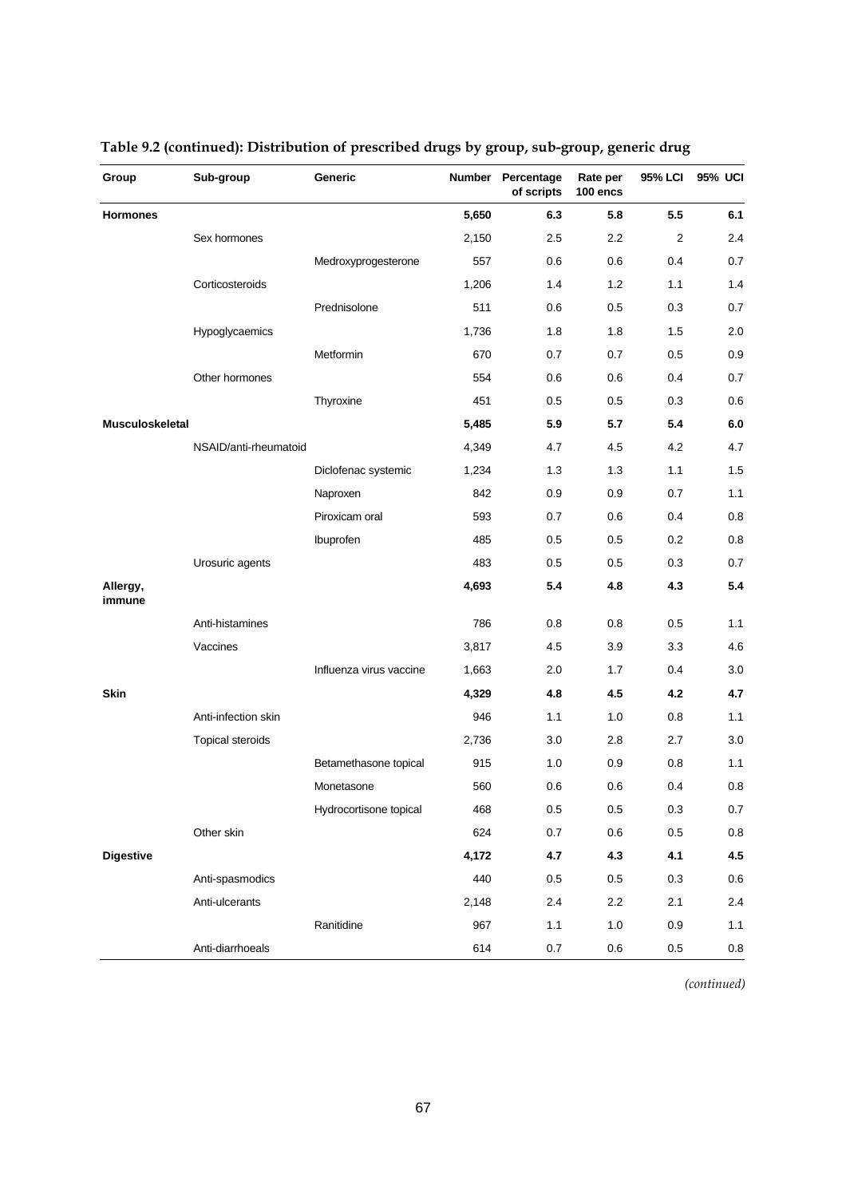**Table 9.2 (continued): Distribution of prescribed drugs by group, sub-group, generic drug**

| Group | Sub-group | Generic | Number | Percentage of scripts | Rate per 100 encs | 95% LCI | 95% UCI |
|---|---|---|---|---|---|---|---|
| **Hormones** | | | **5,650** | **6.3** | **5.8** | **5.5** | **6.1** |
| | Sex hormones | | 2,150 | 2.5 | 2.2 | 2 | 2.4 |
| | | Medroxyprogesterone | 557 | 0.6 | 0.6 | 0.4 | 0.7 |
| | Corticosteroids | | 1,206 | 1.4 | 1.2 | 1.1 | 1.4 |
| | | Prednisolone | 511 | 0.6 | 0.5 | 0.3 | 0.7 |
| | Hypoglycaemics | | 1,736 | 1.8 | 1.8 | 1.5 | 2.0 |
| | | Metformin | 670 | 0.7 | 0.7 | 0.5 | 0.9 |
| | Other hormones | | 554 | 0.6 | 0.6 | 0.4 | 0.7 |
| | | Thyroxine | 451 | 0.5 | 0.5 | 0.3 | 0.6 |
| **Musculoskeletal** | | | **5,485** | **5.9** | **5.7** | **5.4** | **6.0** |
| | NSAID/anti-rheumatoid | | 4,349 | 4.7 | 4.5 | 4.2 | 4.7 |
| | | Diclofenac systemic | 1,234 | 1.3 | 1.3 | 1.1 | 1.5 |
| | | Naproxen | 842 | 0.9 | 0.9 | 0.7 | 1.1 |
| | | Piroxicam oral | 593 | 0.7 | 0.6 | 0.4 | 0.8 |
| | | Ibuprofen | 485 | 0.5 | 0.5 | 0.2 | 0.8 |
| | Urosuric agents | | 483 | 0.5 | 0.5 | 0.3 | 0.7 |
| **Allergy, immune** | | | **4,693** | **5.4** | **4.8** | **4.3** | **5.4** |
| | Anti-histamines | | 786 | 0.8 | 0.8 | 0.5 | 1.1 |
| | Vaccines | | 3,817 | 4.5 | 3.9 | 3.3 | 4.6 |
| | | Influenza virus vaccine | 1,663 | 2.0 | 1.7 | 0.4 | 3.0 |
| **Skin** | | | **4,329** | **4.8** | **4.5** | **4.2** | **4.7** |
| | Anti-infection skin | | 946 | 1.1 | 1.0 | 0.8 | 1.1 |
| | Topical steroids | | 2,736 | 3.0 | 2.8 | 2.7 | 3.0 |
| | | Betamethasone topical | 915 | 1.0 | 0.9 | 0.8 | 1.1 |
| | | Monetasone | 560 | 0.6 | 0.6 | 0.4 | 0.8 |
| | | Hydrocortisone topical | 468 | 0.5 | 0.5 | 0.3 | 0.7 |
| | Other skin | | 624 | 0.7 | 0.6 | 0.5 | 0.8 |
| **Digestive** | | | **4,172** | **4.7** | **4.3** | **4.1** | **4.5** |
| | Anti-spasmodics | | 440 | 0.5 | 0.5 | 0.3 | 0.6 |
| | Anti-ulcerants | | 2,148 | 2.4 | 2.2 | 2.1 | 2.4 |
| | | Ranitidine | 967 | 1.1 | 1.0 | 0.9 | 1.1 |
| | Anti-diarrhoeals | | 614 | 0.7 | 0.6 | 0.5 | 0.8 |

*(continued)*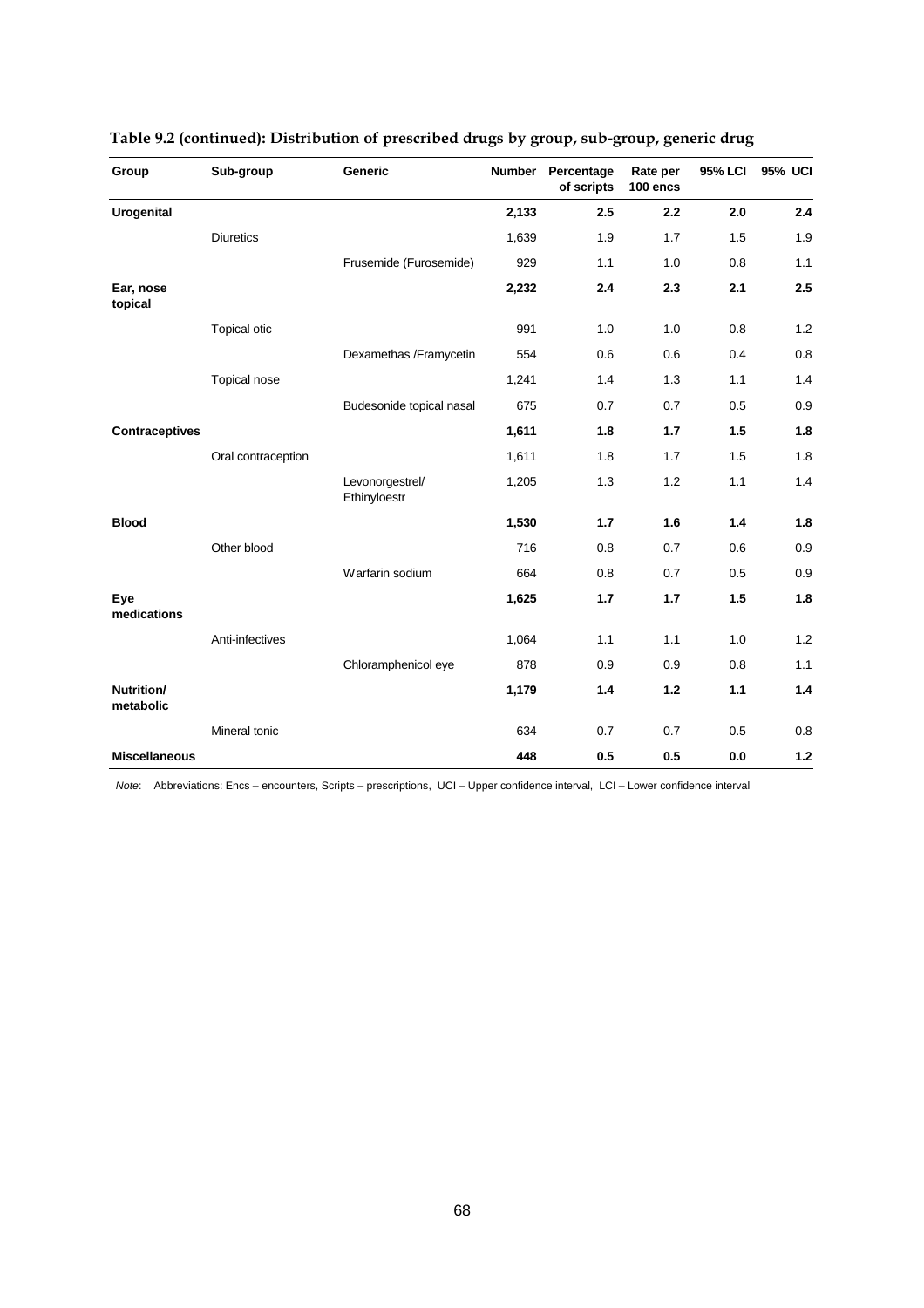**Table 9.2 (continued): Distribution of prescribed drugs by group, sub-group, generic drug**

| Group | Sub-group | Generic | Number | Percentage of scripts | Rate per 100 encs | 95% LCI | 95% UCI |
|---|---|---|---|---|---|---|---|
| **Urogenital** | | | **2,133** | **2.5** | **2.2** | **2.0** | **2.4** |
| | Diuretics | | 1,639 | 1.9 | 1.7 | 1.5 | 1.9 |
| | | Frusemide (Furosemide) | 929 | 1.1 | 1.0 | 0.8 | 1.1 |
| **Ear, nose topical** | | | **2,232** | **2.4** | **2.3** | **2.1** | **2.5** |
| | Topical otic | | 991 | 1.0 | 1.0 | 0.8 | 1.2 |
| | | Dexamethas /Framycetin | 554 | 0.6 | 0.6 | 0.4 | 0.8 |
| | Topical nose | | 1,241 | 1.4 | 1.3 | 1.1 | 1.4 |
| | | Budesonide topical nasal | 675 | 0.7 | 0.7 | 0.5 | 0.9 |
| **Contraceptives** | | | **1,611** | **1.8** | **1.7** | **1.5** | **1.8** |
| | Oral contraception | | 1,611 | 1.8 | 1.7 | 1.5 | 1.8 |
| | | Levonorgestrel/ Ethinyloestr | 1,205 | 1.3 | 1.2 | 1.1 | 1.4 |
| **Blood** | | | **1,530** | **1.7** | **1.6** | **1.4** | **1.8** |
| | Other blood | | 716 | 0.8 | 0.7 | 0.6 | 0.9 |
| | | Warfarin sodium | 664 | 0.8 | 0.7 | 0.5 | 0.9 |
| **Eye medications** | | | **1,625** | **1.7** | **1.7** | **1.5** | **1.8** |
| | Anti-infectives | | 1,064 | 1.1 | 1.1 | 1.0 | 1.2 |
| | | Chloramphenicol eye | 878 | 0.9 | 0.9 | 0.8 | 1.1 |
| **Nutrition/ metabolic** | | | **1,179** | **1.4** | **1.2** | **1.1** | **1.4** |
| | Mineral tonic | | 634 | 0.7 | 0.7 | 0.5 | 0.8 |
| **Miscellaneous** | | | **448** | **0.5** | **0.5** | **0.0** | **1.2** |

*Note*: Abbreviations: Encs – encounters, Scripts – prescriptions, UCI – Upper confidence interval, LCI – Lower confidence interval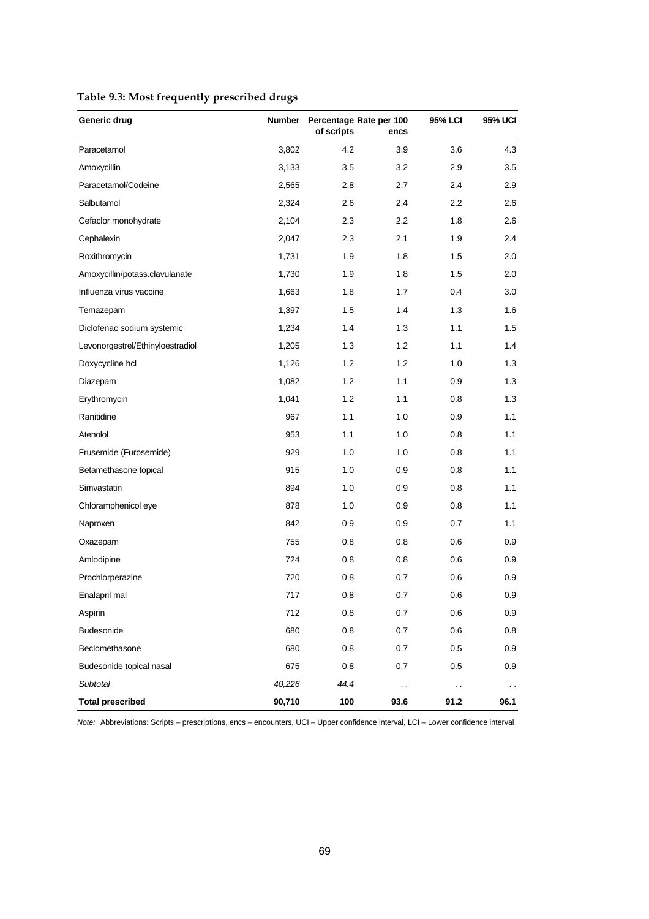**Table 9.3: Most frequently prescribed drugs**

| Generic drug | Number | Percentage of scripts | Rate per 100 encs | 95% LCI | 95% UCI |
|---|---|---|---|---|---|
| Paracetamol | 3,802 | 4.2 | 3.9 | 3.6 | 4.3 |
| Amoxycillin | 3,133 | 3.5 | 3.2 | 2.9 | 3.5 |
| Paracetamol/Codeine | 2,565 | 2.8 | 2.7 | 2.4 | 2.9 |
| Salbutamol | 2,324 | 2.6 | 2.4 | 2.2 | 2.6 |
| Cefaclor monohydrate | 2,104 | 2.3 | 2.2 | 1.8 | 2.6 |
| Cephalexin | 2,047 | 2.3 | 2.1 | 1.9 | 2.4 |
| Roxithromycin | 1,731 | 1.9 | 1.8 | 1.5 | 2.0 |
| Amoxycillin/potass.clavulanate | 1,730 | 1.9 | 1.8 | 1.5 | 2.0 |
| Influenza virus vaccine | 1,663 | 1.8 | 1.7 | 0.4 | 3.0 |
| Temazepam | 1,397 | 1.5 | 1.4 | 1.3 | 1.6 |
| Diclofenac sodium systemic | 1,234 | 1.4 | 1.3 | 1.1 | 1.5 |
| Levonorgestrel/Ethinyloestradiol | 1,205 | 1.3 | 1.2 | 1.1 | 1.4 |
| Doxycycline hcl | 1,126 | 1.2 | 1.2 | 1.0 | 1.3 |
| Diazepam | 1,082 | 1.2 | 1.1 | 0.9 | 1.3 |
| Erythromycin | 1,041 | 1.2 | 1.1 | 0.8 | 1.3 |
| Ranitidine | 967 | 1.1 | 1.0 | 0.9 | 1.1 |
| Atenolol | 953 | 1.1 | 1.0 | 0.8 | 1.1 |
| Frusemide (Furosemide) | 929 | 1.0 | 1.0 | 0.8 | 1.1 |
| Betamethasone topical | 915 | 1.0 | 0.9 | 0.8 | 1.1 |
| Simvastatin | 894 | 1.0 | 0.9 | 0.8 | 1.1 |
| Chloramphenicol eye | 878 | 1.0 | 0.9 | 0.8 | 1.1 |
| Naproxen | 842 | 0.9 | 0.9 | 0.7 | 1.1 |
| Oxazepam | 755 | 0.8 | 0.8 | 0.6 | 0.9 |
| Amlodipine | 724 | 0.8 | 0.8 | 0.6 | 0.9 |
| Prochlorperazine | 720 | 0.8 | 0.7 | 0.6 | 0.9 |
| Enalapril mal | 717 | 0.8 | 0.7 | 0.6 | 0.9 |
| Aspirin | 712 | 0.8 | 0.7 | 0.6 | 0.9 |
| Budesonide | 680 | 0.8 | 0.7 | 0.6 | 0.8 |
| Beclomethasone | 680 | 0.8 | 0.7 | 0.5 | 0.9 |
| Budesonide topical nasal | 675 | 0.8 | 0.7 | 0.5 | 0.9 |
| *Subtotal* | *40,226* | *44.4* | . . | . . | . . |
| **Total prescribed** | **90,710** | **100** | **93.6** | **91.2** | **96.1** |

*Note:* Abbreviations: Scripts – prescriptions, encs – encounters, UCI – Upper confidence interval, LCI – Lower confidence interval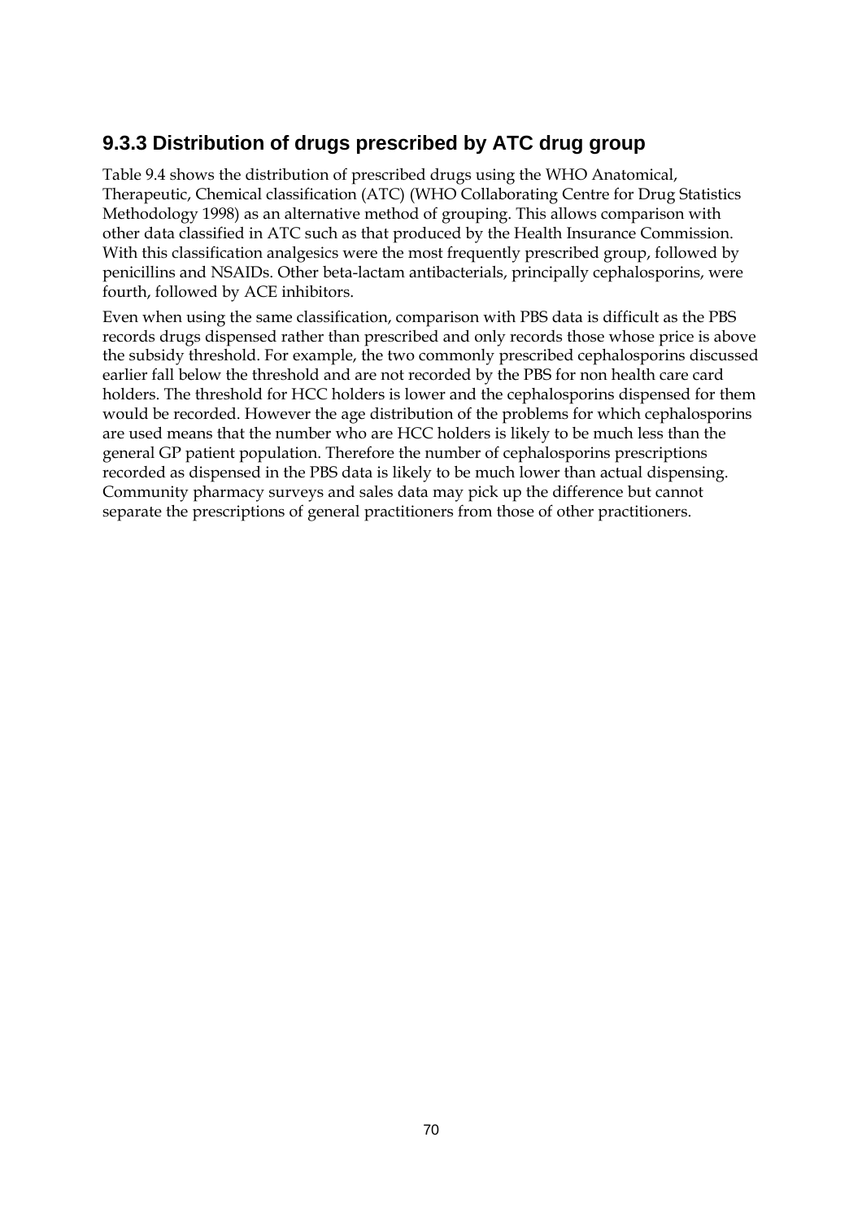### 9.3.3 Distribution of drugs prescribed by ATC drug group

Table 9.4 shows the distribution of prescribed drugs using the WHO Anatomical, Therapeutic, Chemical classification (ATC) (WHO Collaborating Centre for Drug Statistics Methodology 1998) as an alternative method of grouping. This allows comparison with other data classified in ATC such as that produced by the Health Insurance Commission. With this classification analgesics were the most frequently prescribed group, followed by penicillins and NSAIDs. Other beta-lactam antibacterials, principally cephalosporins, were fourth, followed by ACE inhibitors.

Even when using the same classification, comparison with PBS data is difficult as the PBS records drugs dispensed rather than prescribed and only records those whose price is above the subsidy threshold. For example, the two commonly prescribed cephalosporins discussed earlier fall below the threshold and are not recorded by the PBS for non health care card holders. The threshold for HCC holders is lower and the cephalosporins dispensed for them would be recorded. However the age distribution of the problems for which cephalosporins are used means that the number who are HCC holders is likely to be much less than the general GP patient population. Therefore the number of cephalosporins prescriptions recorded as dispensed in the PBS data is likely to be much lower than actual dispensing. Community pharmacy surveys and sales data may pick up the difference but cannot separate the prescriptions of general practitioners from those of other practitioners.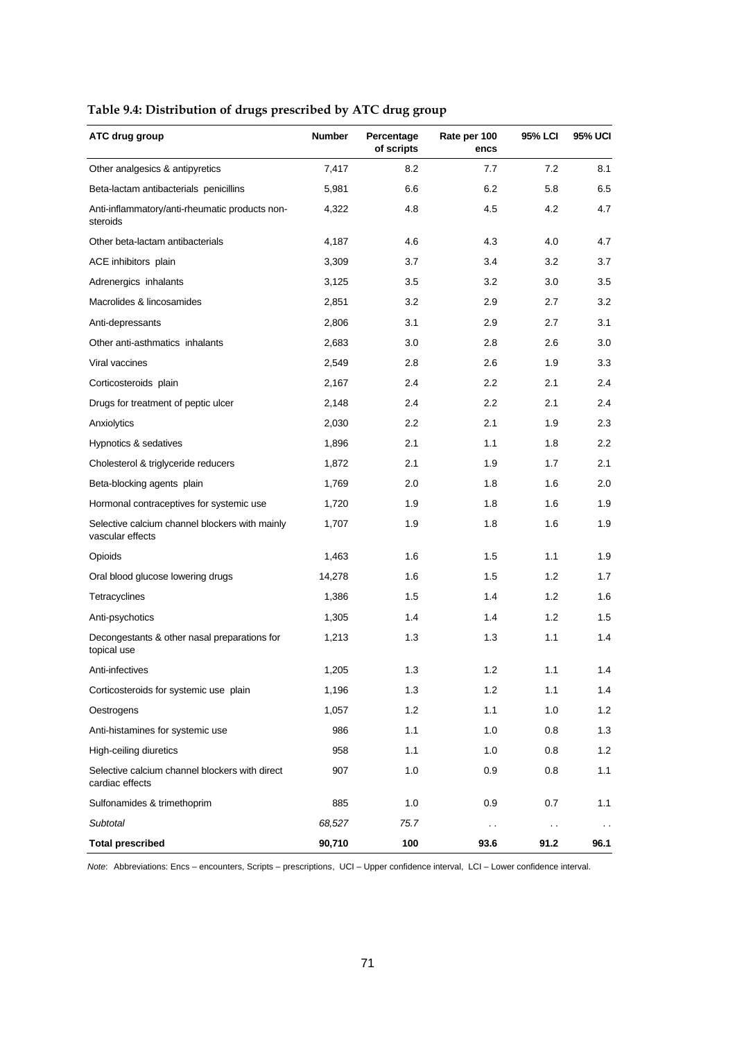**Table 9.4: Distribution of drugs prescribed by ATC drug group**

| ATC drug group | Number | Percentage of scripts | Rate per 100 encs | 95% LCI | 95% UCI |
|---|---|---|---|---|---|
| Other analgesics & antipyretics | 7,417 | 8.2 | 7.7 | 7.2 | 8.1 |
| Beta-lactam antibacterials penicillins | 5,981 | 6.6 | 6.2 | 5.8 | 6.5 |
| Anti-inflammatory/anti-rheumatic products non-steroids | 4,322 | 4.8 | 4.5 | 4.2 | 4.7 |
| Other beta-lactam antibacterials | 4,187 | 4.6 | 4.3 | 4.0 | 4.7 |
| ACE inhibitors plain | 3,309 | 3.7 | 3.4 | 3.2 | 3.7 |
| Adrenergics inhalants | 3,125 | 3.5 | 3.2 | 3.0 | 3.5 |
| Macrolides & lincosamides | 2,851 | 3.2 | 2.9 | 2.7 | 3.2 |
| Anti-depressants | 2,806 | 3.1 | 2.9 | 2.7 | 3.1 |
| Other anti-asthmatics inhalants | 2,683 | 3.0 | 2.8 | 2.6 | 3.0 |
| Viral vaccines | 2,549 | 2.8 | 2.6 | 1.9 | 3.3 |
| Corticosteroids plain | 2,167 | 2.4 | 2.2 | 2.1 | 2.4 |
| Drugs for treatment of peptic ulcer | 2,148 | 2.4 | 2.2 | 2.1 | 2.4 |
| Anxiolytics | 2,030 | 2.2 | 2.1 | 1.9 | 2.3 |
| Hypnotics & sedatives | 1,896 | 2.1 | 1.1 | 1.8 | 2.2 |
| Cholesterol & triglyceride reducers | 1,872 | 2.1 | 1.9 | 1.7 | 2.1 |
| Beta-blocking agents plain | 1,769 | 2.0 | 1.8 | 1.6 | 2.0 |
| Hormonal contraceptives for systemic use | 1,720 | 1.9 | 1.8 | 1.6 | 1.9 |
| Selective calcium channel blockers with mainly vascular effects | 1,707 | 1.9 | 1.8 | 1.6 | 1.9 |
| Opioids | 1,463 | 1.6 | 1.5 | 1.1 | 1.9 |
| Oral blood glucose lowering drugs | 14,278 | 1.6 | 1.5 | 1.2 | 1.7 |
| Tetracyclines | 1,386 | 1.5 | 1.4 | 1.2 | 1.6 |
| Anti-psychotics | 1,305 | 1.4 | 1.4 | 1.2 | 1.5 |
| Decongestants & other nasal preparations for topical use | 1,213 | 1.3 | 1.3 | 1.1 | 1.4 |
| Anti-infectives | 1,205 | 1.3 | 1.2 | 1.1 | 1.4 |
| Corticosteroids for systemic use plain | 1,196 | 1.3 | 1.2 | 1.1 | 1.4 |
| Oestrogens | 1,057 | 1.2 | 1.1 | 1.0 | 1.2 |
| Anti-histamines for systemic use | 986 | 1.1 | 1.0 | 0.8 | 1.3 |
| High-ceiling diuretics | 958 | 1.1 | 1.0 | 0.8 | 1.2 |
| Selective calcium channel blockers with direct cardiac effects | 907 | 1.0 | 0.9 | 0.8 | 1.1 |
| Sulfonamides & trimethoprim | 885 | 1.0 | 0.9 | 0.7 | 1.1 |
| *Subtotal* | *68,527* | *75.7* | . . | . . | . . |
| **Total prescribed** | **90,710** | **100** | **93.6** | **91.2** | **96.1** |

*Note*: Abbreviations: Encs – encounters, Scripts – prescriptions, UCI – Upper confidence interval, LCI – Lower confidence interval.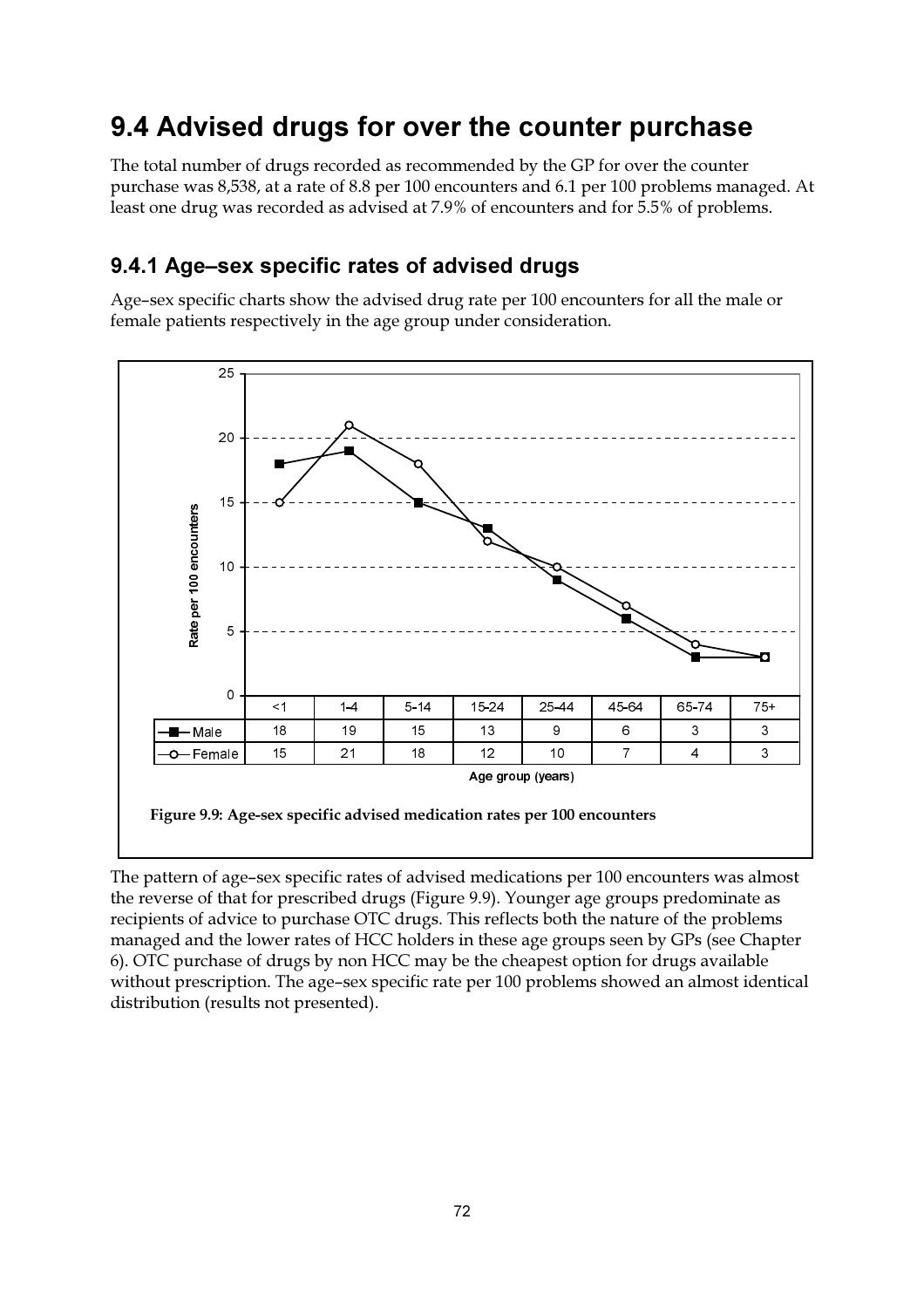# 9.4 Advised drugs for over the counter purchase

The total number of drugs recorded as recommended by the GP for over the counter purchase was 8,538, at a rate of 8.8 per 100 encounters and 6.1 per 100 problems managed. At least one drug was recorded as advised at 7.9% of encounters and for 5.5% of problems.

## 9.4.1 Age–sex specific rates of advised drugs

Age–sex specific charts show the advised drug rate per 100 encounters for all the male or female patients respectively in the age group under consideration.

| | <1 | 1-4 | 5-14 | 15-24 | 25-44 | 45-64 | 65-74 | 75+ |
|---|---|---|---|---|---|---|---|---|
| Male | 18 | 19 | 15 | 13 | 9 | 6 | 3 | 3 |
| Female | 15 | 21 | 18 | 12 | 10 | 7 | 4 | 3 |

Age group (years)

**Figure 9.9: Age-sex specific advised medication rates per 100 encounters**

The pattern of age–sex specific rates of advised medications per 100 encounters was almost the reverse of that for prescribed drugs (Figure 9.9). Younger age groups predominate as recipients of advice to purchase OTC drugs. This reflects both the nature of the problems managed and the lower rates of HCC holders in these age groups seen by GPs (see Chapter 6). OTC purchase of drugs by non HCC may be the cheapest option for drugs available without prescription. The age–sex specific rate per 100 problems showed an almost identical distribution (results not presented).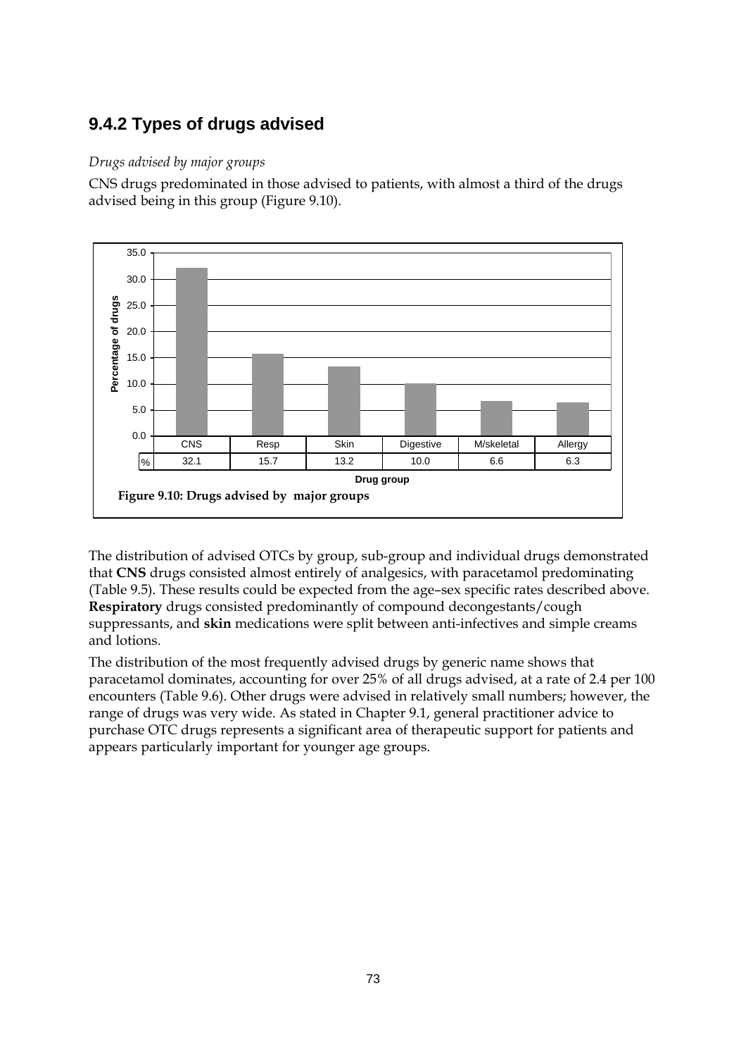## 9.4.2 Types of drugs advised

*Drugs advised by major groups*

CNS drugs predominated in those advised to patients, with almost a third of the drugs advised being in this group (Figure 9.10).

| Drug group | CNS | Resp | Skin | Digestive | M/skeletal | Allergy |
|---|---|---|---|---|---|---|
| % | 32.1 | 15.7 | 13.2 | 10.0 | 6.6 | 6.3 |

**Figure 9.10: Drugs advised by major groups**

The distribution of advised OTCs by group, sub-group and individual drugs demonstrated that **CNS** drugs consisted almost entirely of analgesics, with paracetamol predominating (Table 9.5). These results could be expected from the age–sex specific rates described above. **Respiratory** drugs consisted predominantly of compound decongestants/cough suppressants, and **skin** medications were split between anti-infectives and simple creams and lotions.

The distribution of the most frequently advised drugs by generic name shows that paracetamol dominates, accounting for over 25% of all drugs advised, at a rate of 2.4 per 100 encounters (Table 9.6). Other drugs were advised in relatively small numbers; however, the range of drugs was very wide. As stated in Chapter 9.1, general practitioner advice to purchase OTC drugs represents a significant area of therapeutic support for patients and appears particularly important for younger age groups.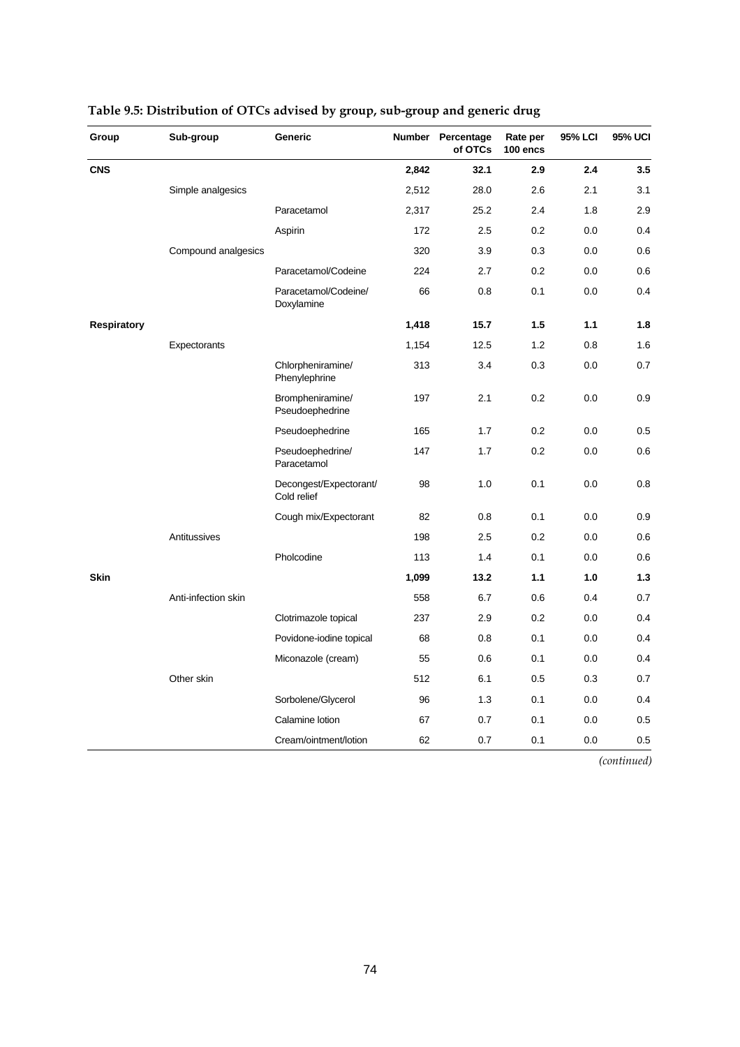**Table 9.5: Distribution of OTCs advised by group, sub-group and generic drug**

| Group | Sub-group | Generic | Number | Percentage of OTCs | Rate per 100 encs | 95% LCI | 95% UCI |
|---|---|---|---|---|---|---|---|
| **CNS** | | | **2,842** | **32.1** | **2.9** | **2.4** | **3.5** |
| | Simple analgesics | | 2,512 | 28.0 | 2.6 | 2.1 | 3.1 |
| | | Paracetamol | 2,317 | 25.2 | 2.4 | 1.8 | 2.9 |
| | | Aspirin | 172 | 2.5 | 0.2 | 0.0 | 0.4 |
| | Compound analgesics | | 320 | 3.9 | 0.3 | 0.0 | 0.6 |
| | | Paracetamol/Codeine | 224 | 2.7 | 0.2 | 0.0 | 0.6 |
| | | Paracetamol/Codeine/ Doxylamine | 66 | 0.8 | 0.1 | 0.0 | 0.4 |
| **Respiratory** | | | **1,418** | **15.7** | **1.5** | **1.1** | **1.8** |
| | Expectorants | | 1,154 | 12.5 | 1.2 | 0.8 | 1.6 |
| | | Chlorpheniramine/ Phenylephrine | 313 | 3.4 | 0.3 | 0.0 | 0.7 |
| | | Brompheniramine/ Pseudoephedrine | 197 | 2.1 | 0.2 | 0.0 | 0.9 |
| | | Pseudoephedrine | 165 | 1.7 | 0.2 | 0.0 | 0.5 |
| | | Pseudoephedrine/ Paracetamol | 147 | 1.7 | 0.2 | 0.0 | 0.6 |
| | | Decongest/Expectorant/ Cold relief | 98 | 1.0 | 0.1 | 0.0 | 0.8 |
| | | Cough mix/Expectorant | 82 | 0.8 | 0.1 | 0.0 | 0.9 |
| | Antitussives | | 198 | 2.5 | 0.2 | 0.0 | 0.6 |
| | | Pholcodine | 113 | 1.4 | 0.1 | 0.0 | 0.6 |
| **Skin** | | | **1,099** | **13.2** | **1.1** | **1.0** | **1.3** |
| | Anti-infection skin | | 558 | 6.7 | 0.6 | 0.4 | 0.7 |
| | | Clotrimazole topical | 237 | 2.9 | 0.2 | 0.0 | 0.4 |
| | | Povidone-iodine topical | 68 | 0.8 | 0.1 | 0.0 | 0.4 |
| | | Miconazole (cream) | 55 | 0.6 | 0.1 | 0.0 | 0.4 |
| | Other skin | | 512 | 6.1 | 0.5 | 0.3 | 0.7 |
| | | Sorbolene/Glycerol | 96 | 1.3 | 0.1 | 0.0 | 0.4 |
| | | Calamine lotion | 67 | 0.7 | 0.1 | 0.0 | 0.5 |
| | | Cream/ointment/lotion | 62 | 0.7 | 0.1 | 0.0 | 0.5 |

*(continued)*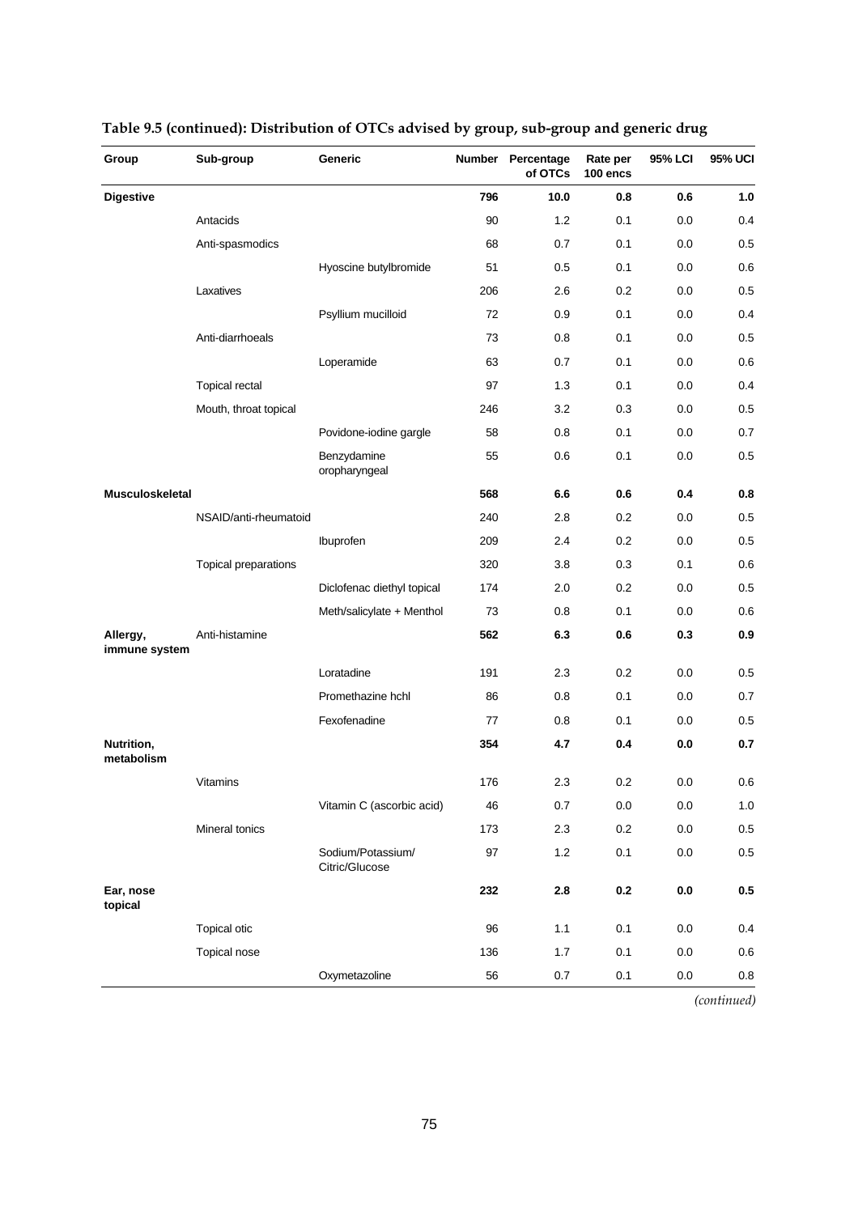**Table 9.5 (continued): Distribution of OTCs advised by group, sub-group and generic drug**

| Group | Sub-group | Generic | Number | Percentage of OTCs | Rate per 100 encs | 95% LCI | 95% UCI |
|---|---|---|---|---|---|---|---|
| **Digestive** | | | **796** | **10.0** | **0.8** | **0.6** | **1.0** |
| | Antacids | | 90 | 1.2 | 0.1 | 0.0 | 0.4 |
| | Anti-spasmodics | | 68 | 0.7 | 0.1 | 0.0 | 0.5 |
| | | Hyoscine butylbromide | 51 | 0.5 | 0.1 | 0.0 | 0.6 |
| | Laxatives | | 206 | 2.6 | 0.2 | 0.0 | 0.5 |
| | | Psyllium mucilloid | 72 | 0.9 | 0.1 | 0.0 | 0.4 |
| | Anti-diarrhoeals | | 73 | 0.8 | 0.1 | 0.0 | 0.5 |
| | | Loperamide | 63 | 0.7 | 0.1 | 0.0 | 0.6 |
| | Topical rectal | | 97 | 1.3 | 0.1 | 0.0 | 0.4 |
| | Mouth, throat topical | | 246 | 3.2 | 0.3 | 0.0 | 0.5 |
| | | Povidone-iodine gargle | 58 | 0.8 | 0.1 | 0.0 | 0.7 |
| | | Benzydamine oropharyngeal | 55 | 0.6 | 0.1 | 0.0 | 0.5 |
| **Musculoskeletal** | | | **568** | **6.6** | **0.6** | **0.4** | **0.8** |
| | NSAID/anti-rheumatoid | | 240 | 2.8 | 0.2 | 0.0 | 0.5 |
| | | Ibuprofen | 209 | 2.4 | 0.2 | 0.0 | 0.5 |
| | Topical preparations | | 320 | 3.8 | 0.3 | 0.1 | 0.6 |
| | | Diclofenac diethyl topical | 174 | 2.0 | 0.2 | 0.0 | 0.5 |
| | | Meth/salicylate + Menthol | 73 | 0.8 | 0.1 | 0.0 | 0.6 |
| **Allergy, immune system** | Anti-histamine | | **562** | **6.3** | **0.6** | **0.3** | **0.9** |
| | | Loratadine | 191 | 2.3 | 0.2 | 0.0 | 0.5 |
| | | Promethazine hchl | 86 | 0.8 | 0.1 | 0.0 | 0.7 |
| | | Fexofenadine | 77 | 0.8 | 0.1 | 0.0 | 0.5 |
| **Nutrition, metabolism** | | | **354** | **4.7** | **0.4** | **0.0** | **0.7** |
| | Vitamins | | 176 | 2.3 | 0.2 | 0.0 | 0.6 |
| | | Vitamin C (ascorbic acid) | 46 | 0.7 | 0.0 | 0.0 | 1.0 |
| | Mineral tonics | | 173 | 2.3 | 0.2 | 0.0 | 0.5 |
| | | Sodium/Potassium/ Citric/Glucose | 97 | 1.2 | 0.1 | 0.0 | 0.5 |
| **Ear, nose topical** | | | **232** | **2.8** | **0.2** | **0.0** | **0.5** |
| | Topical otic | | 96 | 1.1 | 0.1 | 0.0 | 0.4 |
| | Topical nose | | 136 | 1.7 | 0.1 | 0.0 | 0.6 |
| | | Oxymetazoline | 56 | 0.7 | 0.1 | 0.0 | 0.8 |

*(continued)*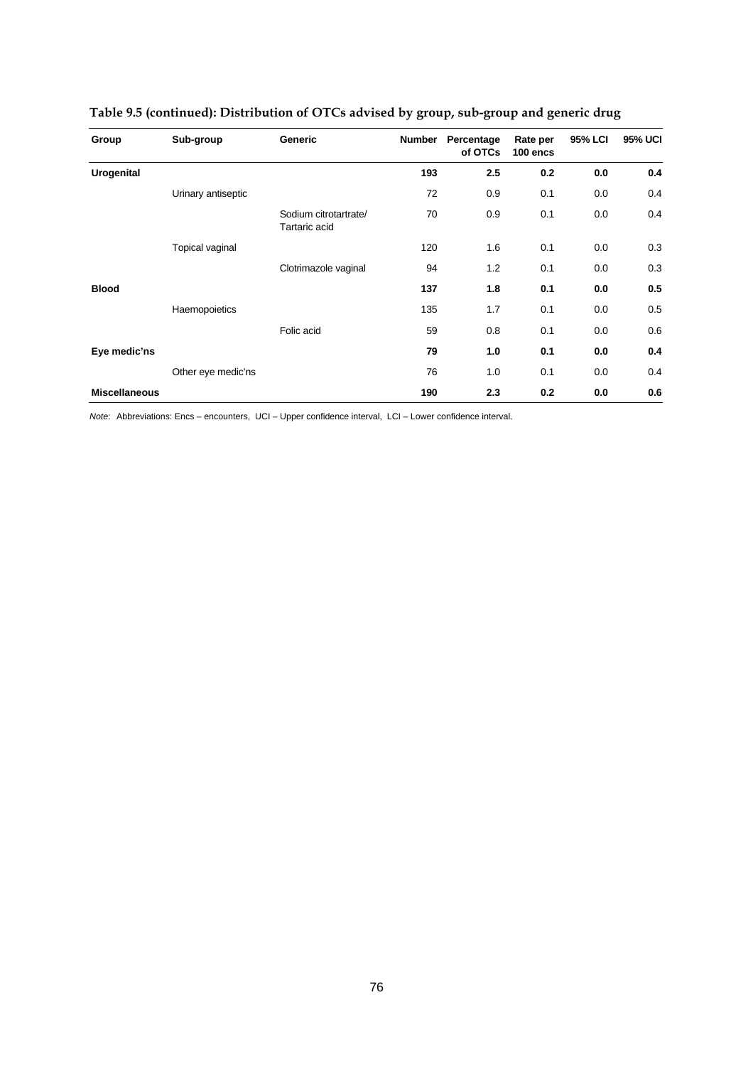**Table 9.5 (continued): Distribution of OTCs advised by group, sub-group and generic drug**

| Group | Sub-group | Generic | Number | Percentage of OTCs | Rate per 100 encs | 95% LCI | 95% UCI |
|---|---|---|---|---|---|---|---|
| **Urogenital** | | | **193** | **2.5** | **0.2** | **0.0** | **0.4** |
| | Urinary antiseptic | | 72 | 0.9 | 0.1 | 0.0 | 0.4 |
| | | Sodium citrotartrate/ Tartaric acid | 70 | 0.9 | 0.1 | 0.0 | 0.4 |
| | Topical vaginal | | 120 | 1.6 | 0.1 | 0.0 | 0.3 |
| | | Clotrimazole vaginal | 94 | 1.2 | 0.1 | 0.0 | 0.3 |
| **Blood** | | | **137** | **1.8** | **0.1** | **0.0** | **0.5** |
| | Haemopoietics | | 135 | 1.7 | 0.1 | 0.0 | 0.5 |
| | | Folic acid | 59 | 0.8 | 0.1 | 0.0 | 0.6 |
| **Eye medic'ns** | | | **79** | **1.0** | **0.1** | **0.0** | **0.4** |
| | Other eye medic'ns | | 76 | 1.0 | 0.1 | 0.0 | 0.4 |
| **Miscellaneous** | | | **190** | **2.3** | **0.2** | **0.0** | **0.6** |

*Note*: Abbreviations: Encs – encounters, UCI – Upper confidence interval, LCI – Lower confidence interval.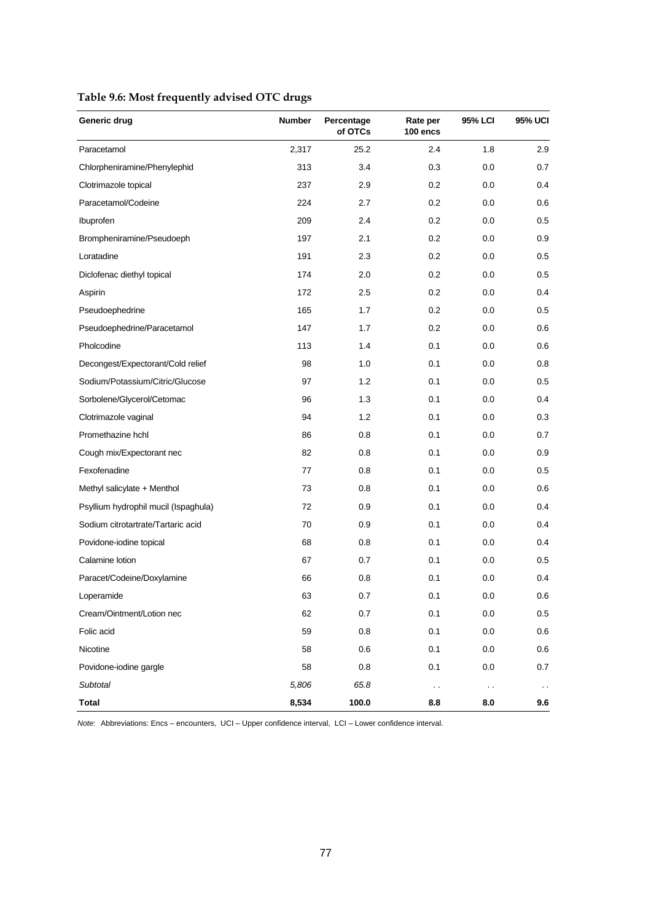**Table 9.6: Most frequently advised OTC drugs**

| Generic drug | Number | Percentage of OTCs | Rate per 100 encs | 95% LCI | 95% UCI |
|---|---|---|---|---|---|
| Paracetamol | 2,317 | 25.2 | 2.4 | 1.8 | 2.9 |
| Chlorpheniramine/Phenylephid | 313 | 3.4 | 0.3 | 0.0 | 0.7 |
| Clotrimazole topical | 237 | 2.9 | 0.2 | 0.0 | 0.4 |
| Paracetamol/Codeine | 224 | 2.7 | 0.2 | 0.0 | 0.6 |
| Ibuprofen | 209 | 2.4 | 0.2 | 0.0 | 0.5 |
| Brompheniramine/Pseudoeph | 197 | 2.1 | 0.2 | 0.0 | 0.9 |
| Loratadine | 191 | 2.3 | 0.2 | 0.0 | 0.5 |
| Diclofenac diethyl topical | 174 | 2.0 | 0.2 | 0.0 | 0.5 |
| Aspirin | 172 | 2.5 | 0.2 | 0.0 | 0.4 |
| Pseudoephedrine | 165 | 1.7 | 0.2 | 0.0 | 0.5 |
| Pseudoephedrine/Paracetamol | 147 | 1.7 | 0.2 | 0.0 | 0.6 |
| Pholcodine | 113 | 1.4 | 0.1 | 0.0 | 0.6 |
| Decongest/Expectorant/Cold relief | 98 | 1.0 | 0.1 | 0.0 | 0.8 |
| Sodium/Potassium/Citric/Glucose | 97 | 1.2 | 0.1 | 0.0 | 0.5 |
| Sorbolene/Glycerol/Cetomac | 96 | 1.3 | 0.1 | 0.0 | 0.4 |
| Clotrimazole vaginal | 94 | 1.2 | 0.1 | 0.0 | 0.3 |
| Promethazine hchl | 86 | 0.8 | 0.1 | 0.0 | 0.7 |
| Cough mix/Expectorant nec | 82 | 0.8 | 0.1 | 0.0 | 0.9 |
| Fexofenadine | 77 | 0.8 | 0.1 | 0.0 | 0.5 |
| Methyl salicylate + Menthol | 73 | 0.8 | 0.1 | 0.0 | 0.6 |
| Psyllium hydrophil mucil (Ispaghula) | 72 | 0.9 | 0.1 | 0.0 | 0.4 |
| Sodium citrotartrate/Tartaric acid | 70 | 0.9 | 0.1 | 0.0 | 0.4 |
| Povidone-iodine topical | 68 | 0.8 | 0.1 | 0.0 | 0.4 |
| Calamine lotion | 67 | 0.7 | 0.1 | 0.0 | 0.5 |
| Paracet/Codeine/Doxylamine | 66 | 0.8 | 0.1 | 0.0 | 0.4 |
| Loperamide | 63 | 0.7 | 0.1 | 0.0 | 0.6 |
| Cream/Ointment/Lotion nec | 62 | 0.7 | 0.1 | 0.0 | 0.5 |
| Folic acid | 59 | 0.8 | 0.1 | 0.0 | 0.6 |
| Nicotine | 58 | 0.6 | 0.1 | 0.0 | 0.6 |
| Povidone-iodine gargle | 58 | 0.8 | 0.1 | 0.0 | 0.7 |
| *Subtotal* | *5,806* | *65.8* | . . | . . | . . |
| **Total** | **8,534** | **100.0** | **8.8** | **8.0** | **9.6** |

*Note*: Abbreviations: Encs – encounters, UCI – Upper confidence interval, LCI – Lower confidence interval.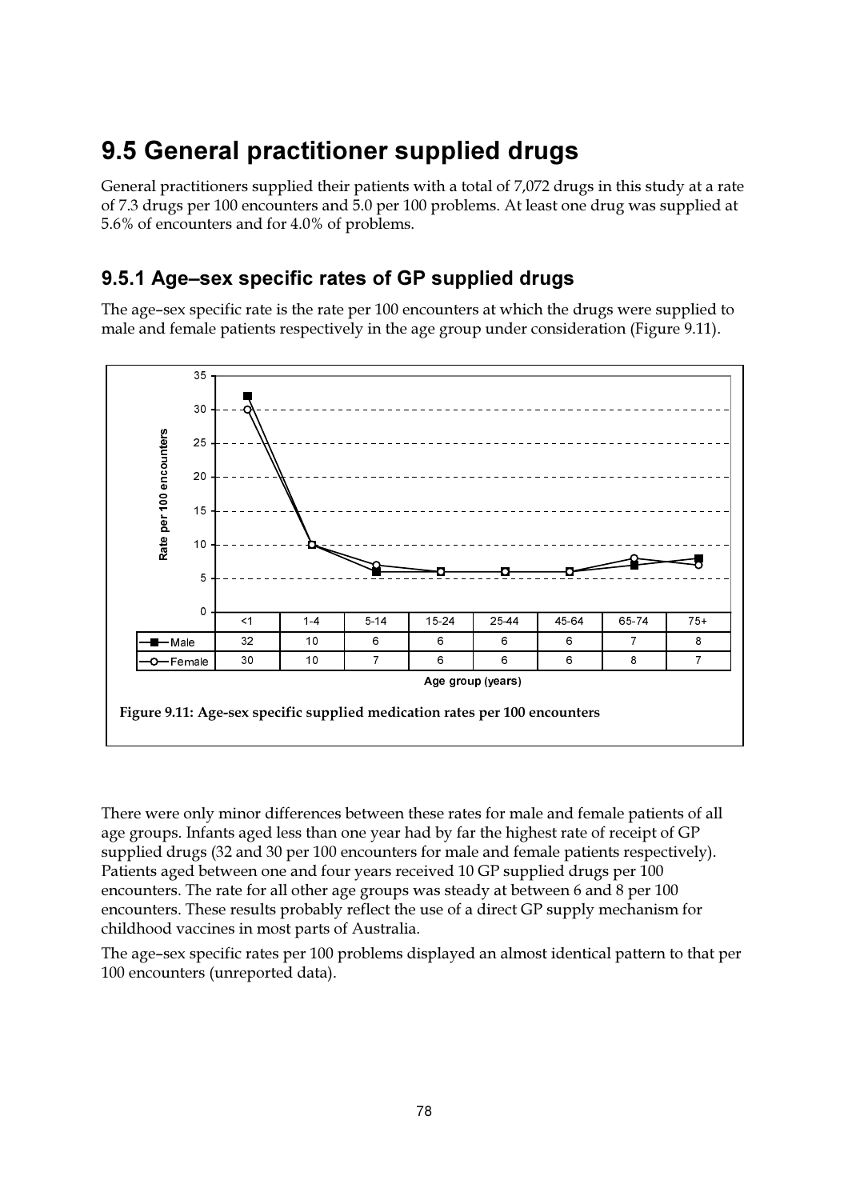## 9.5 General practitioner supplied drugs

General practitioners supplied their patients with a total of 7,072 drugs in this study at a rate of 7.3 drugs per 100 encounters and 5.0 per 100 problems. At least one drug was supplied at 5.6% of encounters and for 4.0% of problems.

### 9.5.1 Age–sex specific rates of GP supplied drugs

The age–sex specific rate is the rate per 100 encounters at which the drugs were supplied to male and female patients respectively in the age group under consideration (Figure 9.11).

| | <1 | 1-4 | 5-14 | 15-24 | 25-44 | 45-64 | 65-74 | 75+ |
|---|---|---|---|---|---|---|---|---|
| Male | 32 | 10 | 6 | 6 | 6 | 6 | 7 | 8 |
| Female | 30 | 10 | 7 | 6 | 6 | 6 | 8 | 7 |

Age group (years)

**Figure 9.11: Age-sex specific supplied medication rates per 100 encounters**

There were only minor differences between these rates for male and female patients of all age groups. Infants aged less than one year had by far the highest rate of receipt of GP supplied drugs (32 and 30 per 100 encounters for male and female patients respectively). Patients aged between one and four years received 10 GP supplied drugs per 100 encounters. The rate for all other age groups was steady at between 6 and 8 per 100 encounters. These results probably reflect the use of a direct GP supply mechanism for childhood vaccines in most parts of Australia.

The age–sex specific rates per 100 problems displayed an almost identical pattern to that per 100 encounters (unreported data).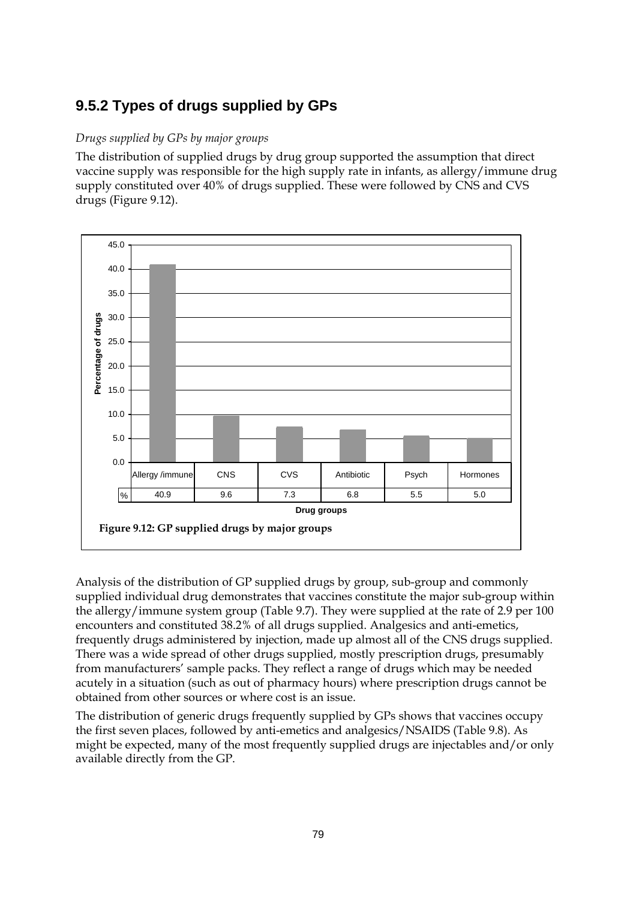## 9.5.2 Types of drugs supplied by GPs

*Drugs supplied by GPs by major groups*

The distribution of supplied drugs by drug group supported the assumption that direct vaccine supply was responsible for the high supply rate in infants, as allergy/immune drug supply constituted over 40% of drugs supplied. These were followed by CNS and CVS drugs (Figure 9.12).

| | Allergy /immune | CNS | CVS | Antibiotic | Psych | Hormones |
|---|---|---|---|---|---|---|
| % | 40.9 | 9.6 | 7.3 | 6.8 | 5.5 | 5.0 |

**Figure 9.12: GP supplied drugs by major groups**

Analysis of the distribution of GP supplied drugs by group, sub-group and commonly supplied individual drug demonstrates that vaccines constitute the major sub-group within the allergy/immune system group (Table 9.7). They were supplied at the rate of 2.9 per 100 encounters and constituted 38.2% of all drugs supplied. Analgesics and anti-emetics, frequently drugs administered by injection, made up almost all of the CNS drugs supplied. There was a wide spread of other drugs supplied, mostly prescription drugs, presumably from manufacturers' sample packs. They reflect a range of drugs which may be needed acutely in a situation (such as out of pharmacy hours) where prescription drugs cannot be obtained from other sources or where cost is an issue.

The distribution of generic drugs frequently supplied by GPs shows that vaccines occupy the first seven places, followed by anti-emetics and analgesics/NSAIDS (Table 9.8). As might be expected, many of the most frequently supplied drugs are injectables and/or only available directly from the GP.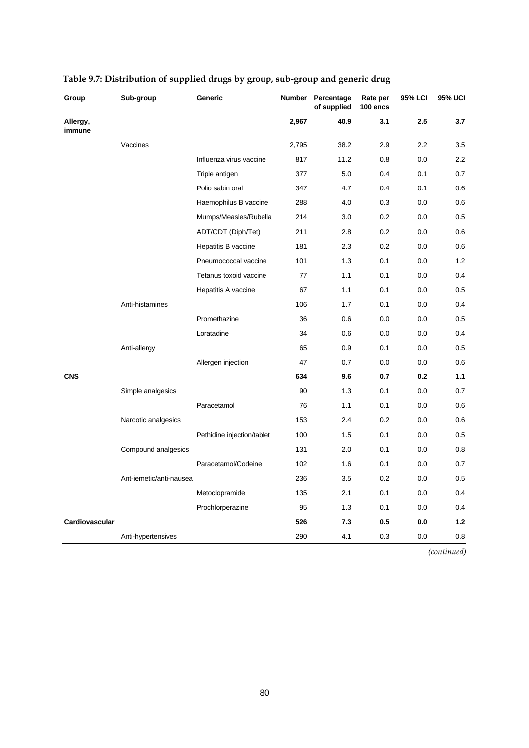**Table 9.7: Distribution of supplied drugs by group, sub-group and generic drug**

| Group | Sub-group | Generic | Number | Percentage of supplied | Rate per 100 encs | 95% LCI | 95% UCI |
|---|---|---|---|---|---|---|---|
| **Allergy, immune** | | | **2,967** | **40.9** | **3.1** | **2.5** | **3.7** |
| | Vaccines | | 2,795 | 38.2 | 2.9 | 2.2 | 3.5 |
| | | Influenza virus vaccine | 817 | 11.2 | 0.8 | 0.0 | 2.2 |
| | | Triple antigen | 377 | 5.0 | 0.4 | 0.1 | 0.7 |
| | | Polio sabin oral | 347 | 4.7 | 0.4 | 0.1 | 0.6 |
| | | Haemophilus B vaccine | 288 | 4.0 | 0.3 | 0.0 | 0.6 |
| | | Mumps/Measles/Rubella | 214 | 3.0 | 0.2 | 0.0 | 0.5 |
| | | ADT/CDT (Diph/Tet) | 211 | 2.8 | 0.2 | 0.0 | 0.6 |
| | | Hepatitis B vaccine | 181 | 2.3 | 0.2 | 0.0 | 0.6 |
| | | Pneumococcal vaccine | 101 | 1.3 | 0.1 | 0.0 | 1.2 |
| | | Tetanus toxoid vaccine | 77 | 1.1 | 0.1 | 0.0 | 0.4 |
| | | Hepatitis A vaccine | 67 | 1.1 | 0.1 | 0.0 | 0.5 |
| | Anti-histamines | | 106 | 1.7 | 0.1 | 0.0 | 0.4 |
| | | Promethazine | 36 | 0.6 | 0.0 | 0.0 | 0.5 |
| | | Loratadine | 34 | 0.6 | 0.0 | 0.0 | 0.4 |
| | Anti-allergy | | 65 | 0.9 | 0.1 | 0.0 | 0.5 |
| | | Allergen injection | 47 | 0.7 | 0.0 | 0.0 | 0.6 |
| **CNS** | | | **634** | **9.6** | **0.7** | **0.2** | **1.1** |
| | Simple analgesics | | 90 | 1.3 | 0.1 | 0.0 | 0.7 |
| | | Paracetamol | 76 | 1.1 | 0.1 | 0.0 | 0.6 |
| | Narcotic analgesics | | 153 | 2.4 | 0.2 | 0.0 | 0.6 |
| | | Pethidine injection/tablet | 100 | 1.5 | 0.1 | 0.0 | 0.5 |
| | Compound analgesics | | 131 | 2.0 | 0.1 | 0.0 | 0.8 |
| | | Paracetamol/Codeine | 102 | 1.6 | 0.1 | 0.0 | 0.7 |
| | Ant-iemetic/anti-nausea | | 236 | 3.5 | 0.2 | 0.0 | 0.5 |
| | | Metoclopramide | 135 | 2.1 | 0.1 | 0.0 | 0.4 |
| | | Prochlorperazine | 95 | 1.3 | 0.1 | 0.0 | 0.4 |
| **Cardiovascular** | | | **526** | **7.3** | **0.5** | **0.0** | **1.2** |
| | Anti-hypertensives | | 290 | 4.1 | 0.3 | 0.0 | 0.8 |

*(continued)*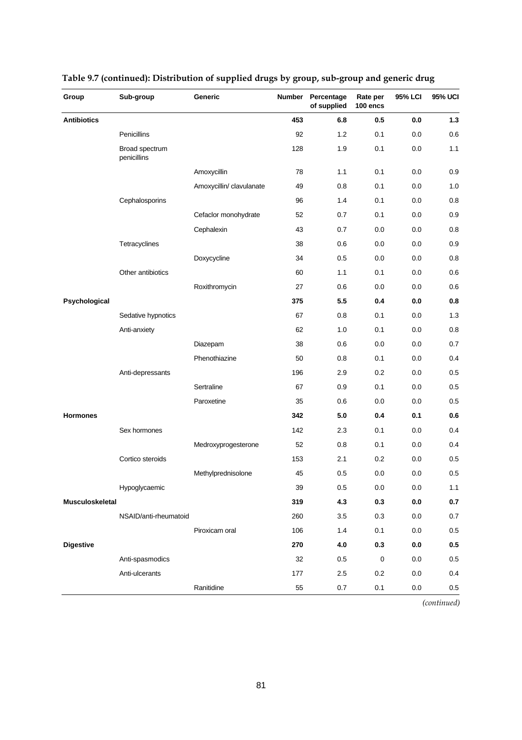**Table 9.7 (continued): Distribution of supplied drugs by group, sub-group and generic drug**

| Group | Sub-group | Generic | Number | Percentage of supplied | Rate per 100 encs | 95% LCI | 95% UCI |
|---|---|---|---|---|---|---|---|
| **Antibiotics** | | | **453** | **6.8** | **0.5** | **0.0** | **1.3** |
| | Penicillins | | 92 | 1.2 | 0.1 | 0.0 | 0.6 |
| | Broad spectrum penicillins | | 128 | 1.9 | 0.1 | 0.0 | 1.1 |
| | | Amoxycillin | 78 | 1.1 | 0.1 | 0.0 | 0.9 |
| | | Amoxycillin/ clavulanate | 49 | 0.8 | 0.1 | 0.0 | 1.0 |
| | Cephalosporins | | 96 | 1.4 | 0.1 | 0.0 | 0.8 |
| | | Cefaclor monohydrate | 52 | 0.7 | 0.1 | 0.0 | 0.9 |
| | | Cephalexin | 43 | 0.7 | 0.0 | 0.0 | 0.8 |
| | Tetracyclines | | 38 | 0.6 | 0.0 | 0.0 | 0.9 |
| | | Doxycycline | 34 | 0.5 | 0.0 | 0.0 | 0.8 |
| | Other antibiotics | | 60 | 1.1 | 0.1 | 0.0 | 0.6 |
| | | Roxithromycin | 27 | 0.6 | 0.0 | 0.0 | 0.6 |
| **Psychological** | | | **375** | **5.5** | **0.4** | **0.0** | **0.8** |
| | Sedative hypnotics | | 67 | 0.8 | 0.1 | 0.0 | 1.3 |
| | Anti-anxiety | | 62 | 1.0 | 0.1 | 0.0 | 0.8 |
| | | Diazepam | 38 | 0.6 | 0.0 | 0.0 | 0.7 |
| | | Phenothiazine | 50 | 0.8 | 0.1 | 0.0 | 0.4 |
| | Anti-depressants | | 196 | 2.9 | 0.2 | 0.0 | 0.5 |
| | | Sertraline | 67 | 0.9 | 0.1 | 0.0 | 0.5 |
| | | Paroxetine | 35 | 0.6 | 0.0 | 0.0 | 0.5 |
| **Hormones** | | | **342** | **5.0** | **0.4** | **0.1** | **0.6** |
| | Sex hormones | | 142 | 2.3 | 0.1 | 0.0 | 0.4 |
| | | Medroxyprogesterone | 52 | 0.8 | 0.1 | 0.0 | 0.4 |
| | Cortico steroids | | 153 | 2.1 | 0.2 | 0.0 | 0.5 |
| | | Methylprednisolone | 45 | 0.5 | 0.0 | 0.0 | 0.5 |
| | Hypoglycaemic | | 39 | 0.5 | 0.0 | 0.0 | 1.1 |
| **Musculoskeletal** | | | **319** | **4.3** | **0.3** | **0.0** | **0.7** |
| | NSAID/anti-rheumatoid | | 260 | 3.5 | 0.3 | 0.0 | 0.7 |
| | | Piroxicam oral | 106 | 1.4 | 0.1 | 0.0 | 0.5 |
| **Digestive** | | | **270** | **4.0** | **0.3** | **0.0** | **0.5** |
| | Anti-spasmodics | | 32 | 0.5 | 0 | 0.0 | 0.5 |
| | Anti-ulcerants | | 177 | 2.5 | 0.2 | 0.0 | 0.4 |
| | | Ranitidine | 55 | 0.7 | 0.1 | 0.0 | 0.5 |

*(continued)*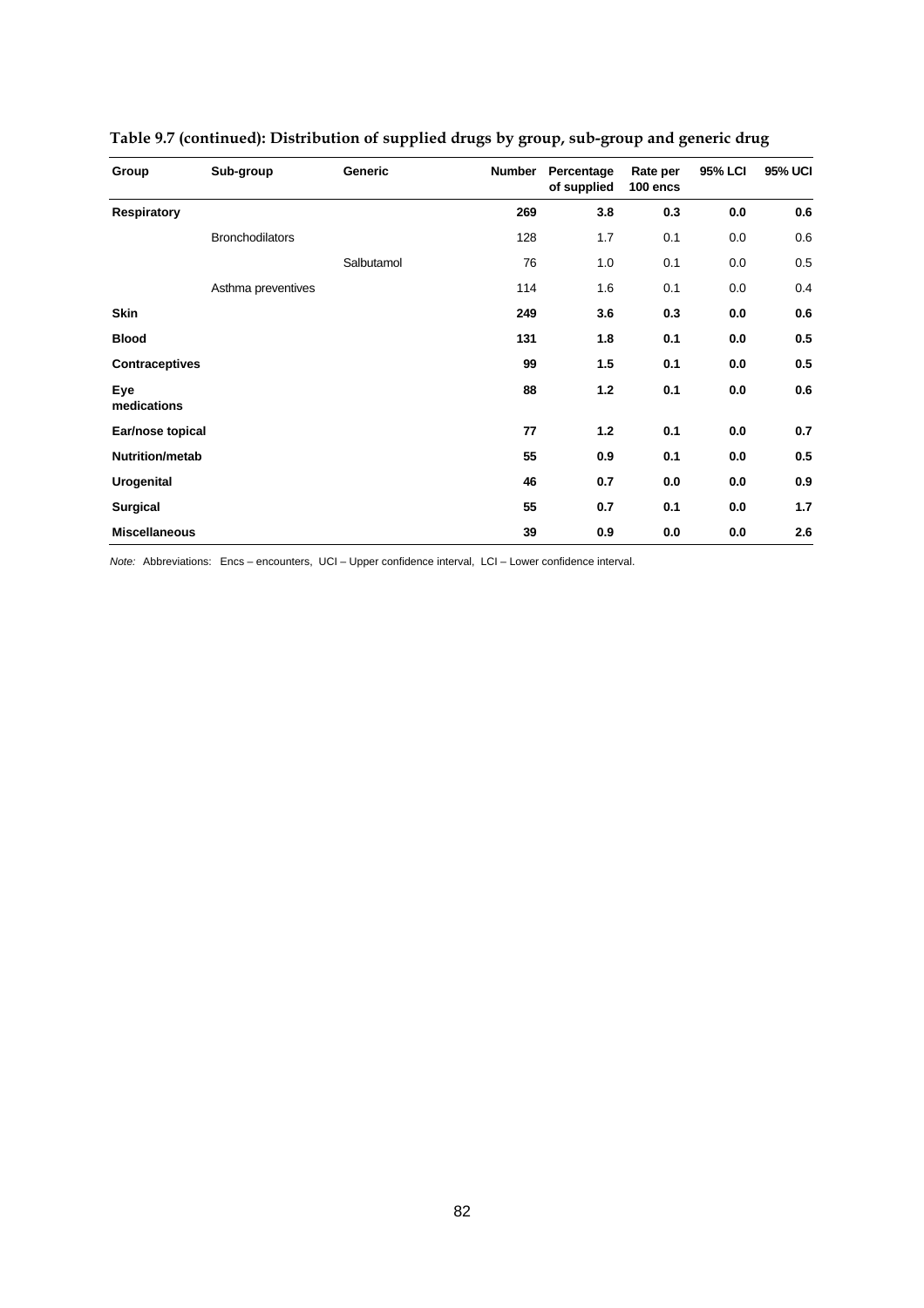**Table 9.7 (continued): Distribution of supplied drugs by group, sub-group and generic drug**

| Group | Sub-group | Generic | Number | Percentage of supplied | Rate per 100 encs | 95% LCI | 95% UCI |
|---|---|---|---|---|---|---|---|
| **Respiratory** | | | **269** | **3.8** | **0.3** | **0.0** | **0.6** |
| | Bronchodilators | | 128 | 1.7 | 0.1 | 0.0 | 0.6 |
| | | Salbutamol | 76 | 1.0 | 0.1 | 0.0 | 0.5 |
| | Asthma preventives | | 114 | 1.6 | 0.1 | 0.0 | 0.4 |
| **Skin** | | | **249** | **3.6** | **0.3** | **0.0** | **0.6** |
| **Blood** | | | **131** | **1.8** | **0.1** | **0.0** | **0.5** |
| **Contraceptives** | | | **99** | **1.5** | **0.1** | **0.0** | **0.5** |
| **Eye medications** | | | **88** | **1.2** | **0.1** | **0.0** | **0.6** |
| **Ear/nose topical** | | | **77** | **1.2** | **0.1** | **0.0** | **0.7** |
| **Nutrition/metab** | | | **55** | **0.9** | **0.1** | **0.0** | **0.5** |
| **Urogenital** | | | **46** | **0.7** | **0.0** | **0.0** | **0.9** |
| **Surgical** | | | **55** | **0.7** | **0.1** | **0.0** | **1.7** |
| **Miscellaneous** | | | **39** | **0.9** | **0.0** | **0.0** | **2.6** |

*Note:* Abbreviations: Encs – encounters, UCI – Upper confidence interval, LCI – Lower confidence interval.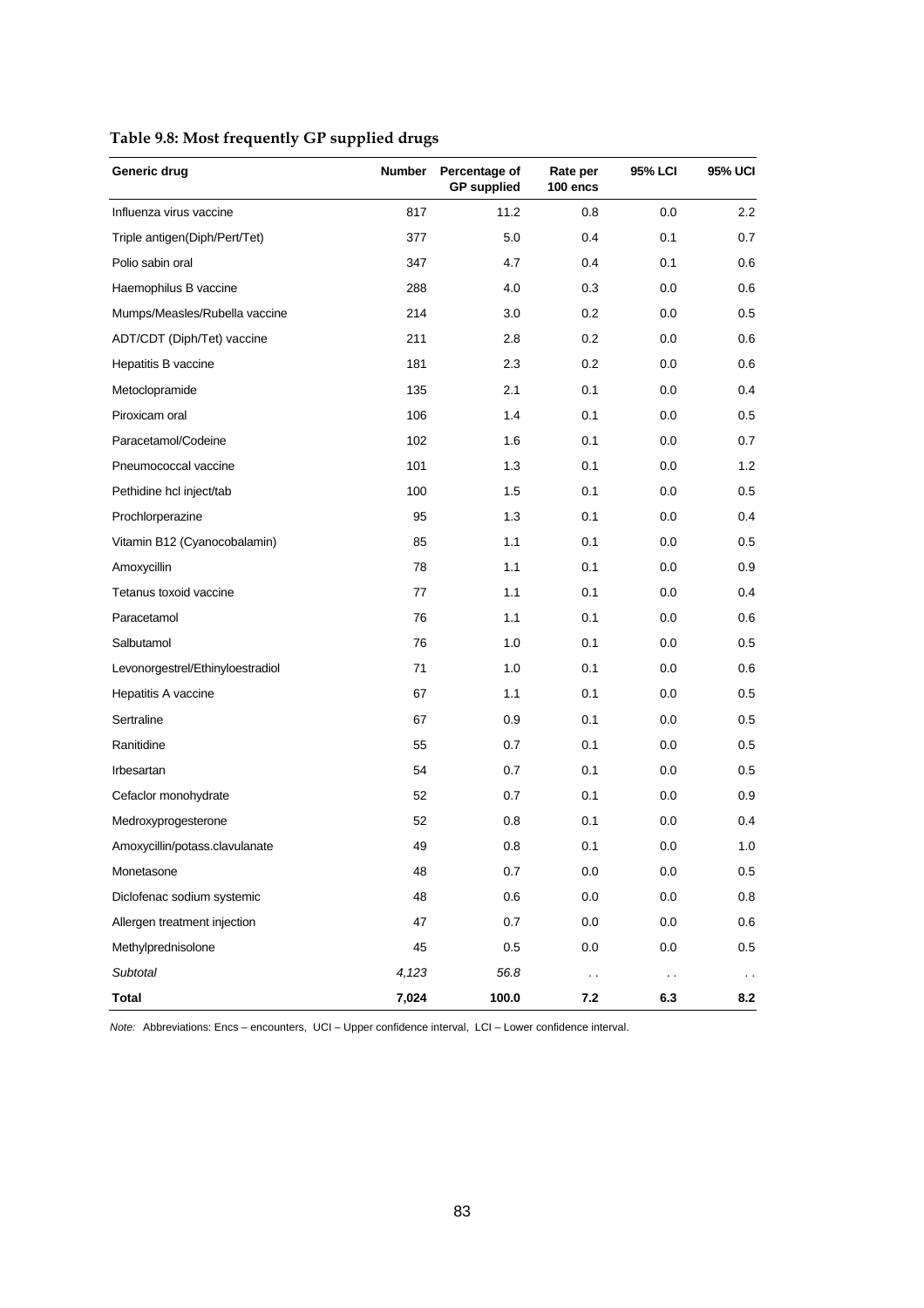**Table 9.8: Most frequently GP supplied drugs**

| Generic drug | Number | Percentage of GP supplied | Rate per 100 encs | 95% LCI | 95% UCI |
|---|---|---|---|---|---|
| Influenza virus vaccine | 817 | 11.2 | 0.8 | 0.0 | 2.2 |
| Triple antigen(Diph/Pert/Tet) | 377 | 5.0 | 0.4 | 0.1 | 0.7 |
| Polio sabin oral | 347 | 4.7 | 0.4 | 0.1 | 0.6 |
| Haemophilus B vaccine | 288 | 4.0 | 0.3 | 0.0 | 0.6 |
| Mumps/Measles/Rubella vaccine | 214 | 3.0 | 0.2 | 0.0 | 0.5 |
| ADT/CDT (Diph/Tet) vaccine | 211 | 2.8 | 0.2 | 0.0 | 0.6 |
| Hepatitis B vaccine | 181 | 2.3 | 0.2 | 0.0 | 0.6 |
| Metoclopramide | 135 | 2.1 | 0.1 | 0.0 | 0.4 |
| Piroxicam oral | 106 | 1.4 | 0.1 | 0.0 | 0.5 |
| Paracetamol/Codeine | 102 | 1.6 | 0.1 | 0.0 | 0.7 |
| Pneumococcal vaccine | 101 | 1.3 | 0.1 | 0.0 | 1.2 |
| Pethidine hcl inject/tab | 100 | 1.5 | 0.1 | 0.0 | 0.5 |
| Prochlorperazine | 95 | 1.3 | 0.1 | 0.0 | 0.4 |
| Vitamin B12 (Cyanocobalamin) | 85 | 1.1 | 0.1 | 0.0 | 0.5 |
| Amoxycillin | 78 | 1.1 | 0.1 | 0.0 | 0.9 |
| Tetanus toxoid vaccine | 77 | 1.1 | 0.1 | 0.0 | 0.4 |
| Paracetamol | 76 | 1.1 | 0.1 | 0.0 | 0.6 |
| Salbutamol | 76 | 1.0 | 0.1 | 0.0 | 0.5 |
| Levonorgestrel/Ethinyloestradiol | 71 | 1.0 | 0.1 | 0.0 | 0.6 |
| Hepatitis A vaccine | 67 | 1.1 | 0.1 | 0.0 | 0.5 |
| Sertraline | 67 | 0.9 | 0.1 | 0.0 | 0.5 |
| Ranitidine | 55 | 0.7 | 0.1 | 0.0 | 0.5 |
| Irbesartan | 54 | 0.7 | 0.1 | 0.0 | 0.5 |
| Cefaclor monohydrate | 52 | 0.7 | 0.1 | 0.0 | 0.9 |
| Medroxyprogesterone | 52 | 0.8 | 0.1 | 0.0 | 0.4 |
| Amoxycillin/potass.clavulanate | 49 | 0.8 | 0.1 | 0.0 | 1.0 |
| Monetasone | 48 | 0.7 | 0.0 | 0.0 | 0.5 |
| Diclofenac sodium systemic | 48 | 0.6 | 0.0 | 0.0 | 0.8 |
| Allergen treatment injection | 47 | 0.7 | 0.0 | 0.0 | 0.6 |
| Methylprednisolone | 45 | 0.5 | 0.0 | 0.0 | 0.5 |
| *Subtotal* | *4,123* | *56.8* | . . | . . | . . |
| **Total** | **7,024** | **100.0** | **7.2** | **6.3** | **8.2** |

*Note:* Abbreviations: Encs – encounters, UCI – Upper confidence interval, LCI – Lower confidence interval.